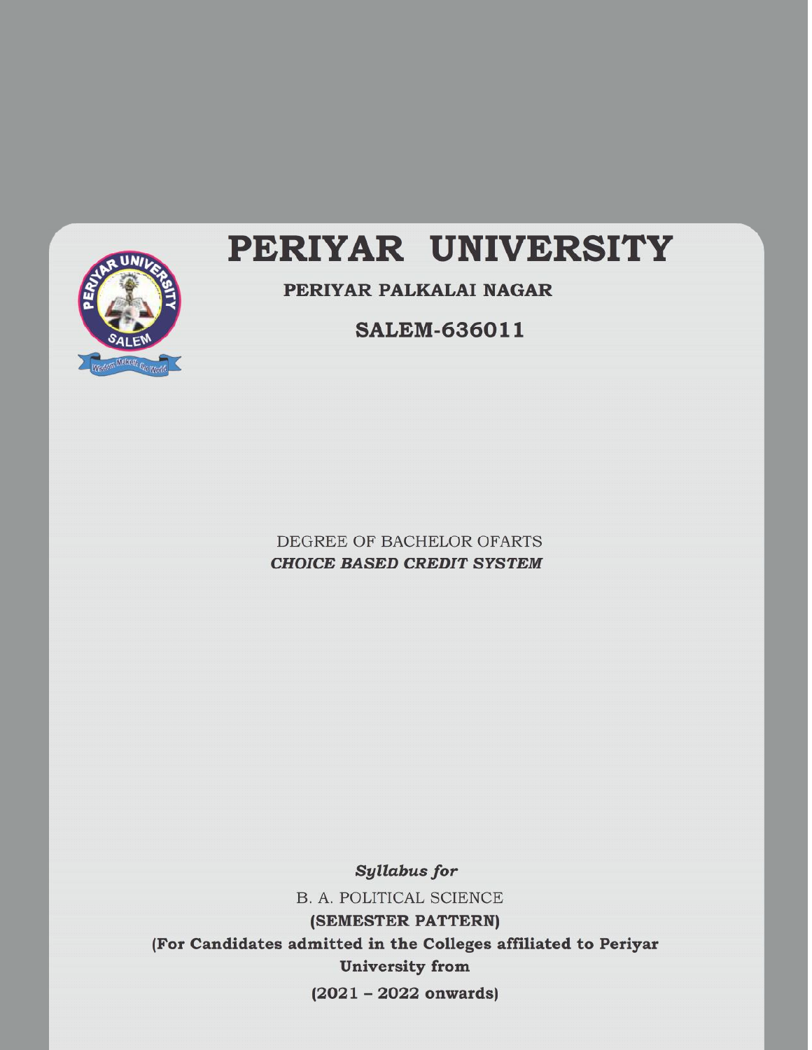# PERIYAR UNIVERSITY

**PERIYAR PALKALAI NAGAR**

**SALEM-636011**

DEGREE OF BACHELOR OFARTS

***CHOICE BASED CREDIT SYSTEM***

***Syllabus for***

B. A. POLITICAL SCIENCE

**(SEMESTER PATTERN)**

**(For Candidates admitted in the Colleges affiliated to Periyar University from**

**(2021 – 2022 onwards)**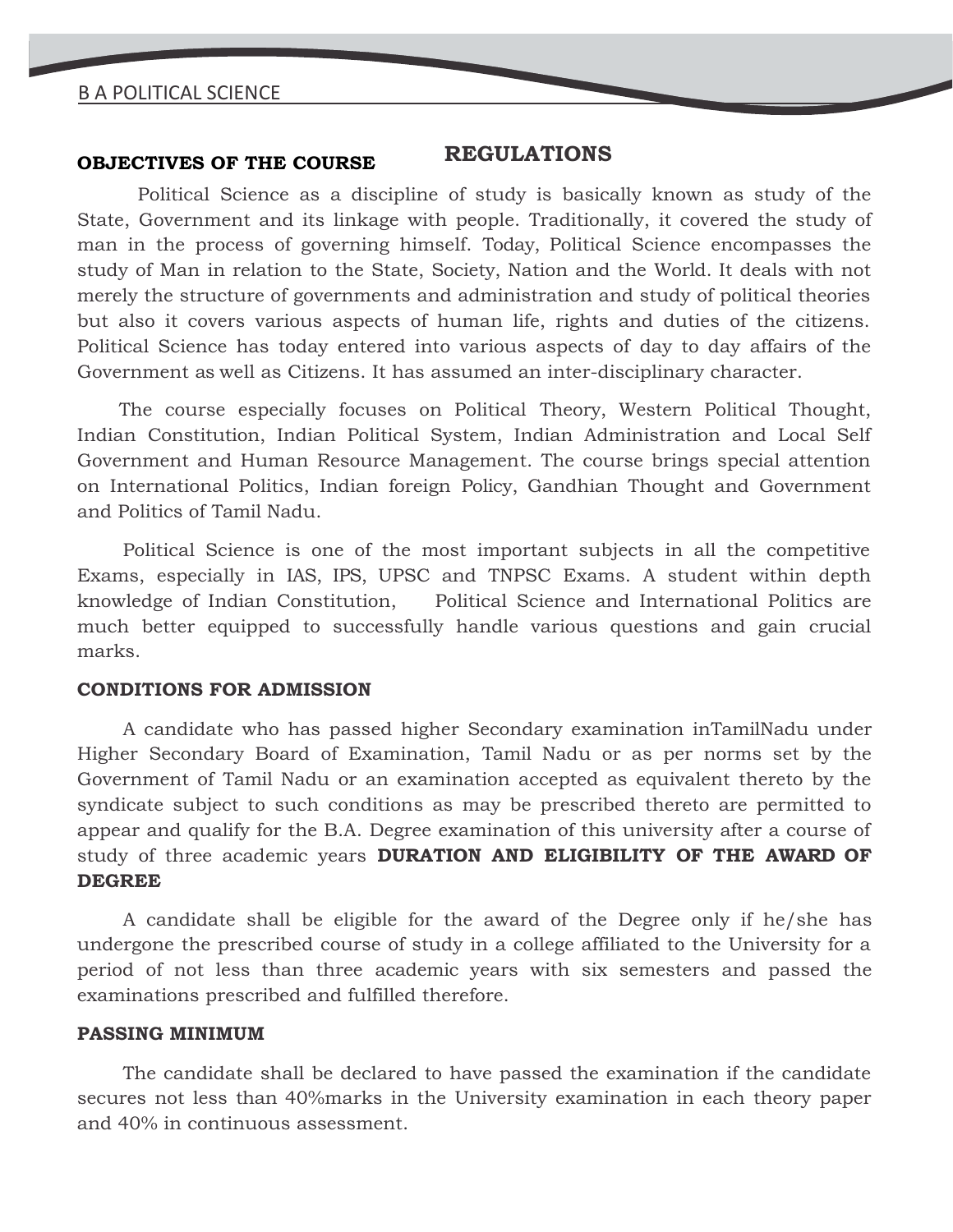## REGULATIONS

**OBJECTIVES OF THE COURSE**

Political Science as a discipline of study is basically known as study of the State, Government and its linkage with people. Traditionally, it covered the study of man in the process of governing himself. Today, Political Science encompasses the study of Man in relation to the State, Society, Nation and the World. It deals with not merely the structure of governments and administration and study of political theories but also it covers various aspects of human life, rights and duties of the citizens. Political Science has today entered into various aspects of day to day affairs of the Government as well as Citizens. It has assumed an inter-disciplinary character.

The course especially focuses on Political Theory, Western Political Thought, Indian Constitution, Indian Political System, Indian Administration and Local Self Government and Human Resource Management. The course brings special attention on International Politics, Indian foreign Policy, Gandhian Thought and Government and Politics of Tamil Nadu.

Political Science is one of the most important subjects in all the competitive Exams, especially in IAS, IPS, UPSC and TNPSC Exams. A student within depth knowledge of Indian Constitution, Political Science and International Politics are much better equipped to successfully handle various questions and gain crucial marks.

**CONDITIONS FOR ADMISSION**

A candidate who has passed higher Secondary examination inTamilNadu under Higher Secondary Board of Examination, Tamil Nadu or as per norms set by the Government of Tamil Nadu or an examination accepted as equivalent thereto by the syndicate subject to such conditions as may be prescribed thereto are permitted to appear and qualify for the B.A. Degree examination of this university after a course of study of three academic years **DURATION AND ELIGIBILITY OF THE AWARD OF DEGREE**

A candidate shall be eligible for the award of the Degree only if he/she has undergone the prescribed course of study in a college affiliated to the University for a period of not less than three academic years with six semesters and passed the examinations prescribed and fulfilled therefore.

**PASSING MINIMUM**

The candidate shall be declared to have passed the examination if the candidate secures not less than 40%marks in the University examination in each theory paper and 40% in continuous assessment.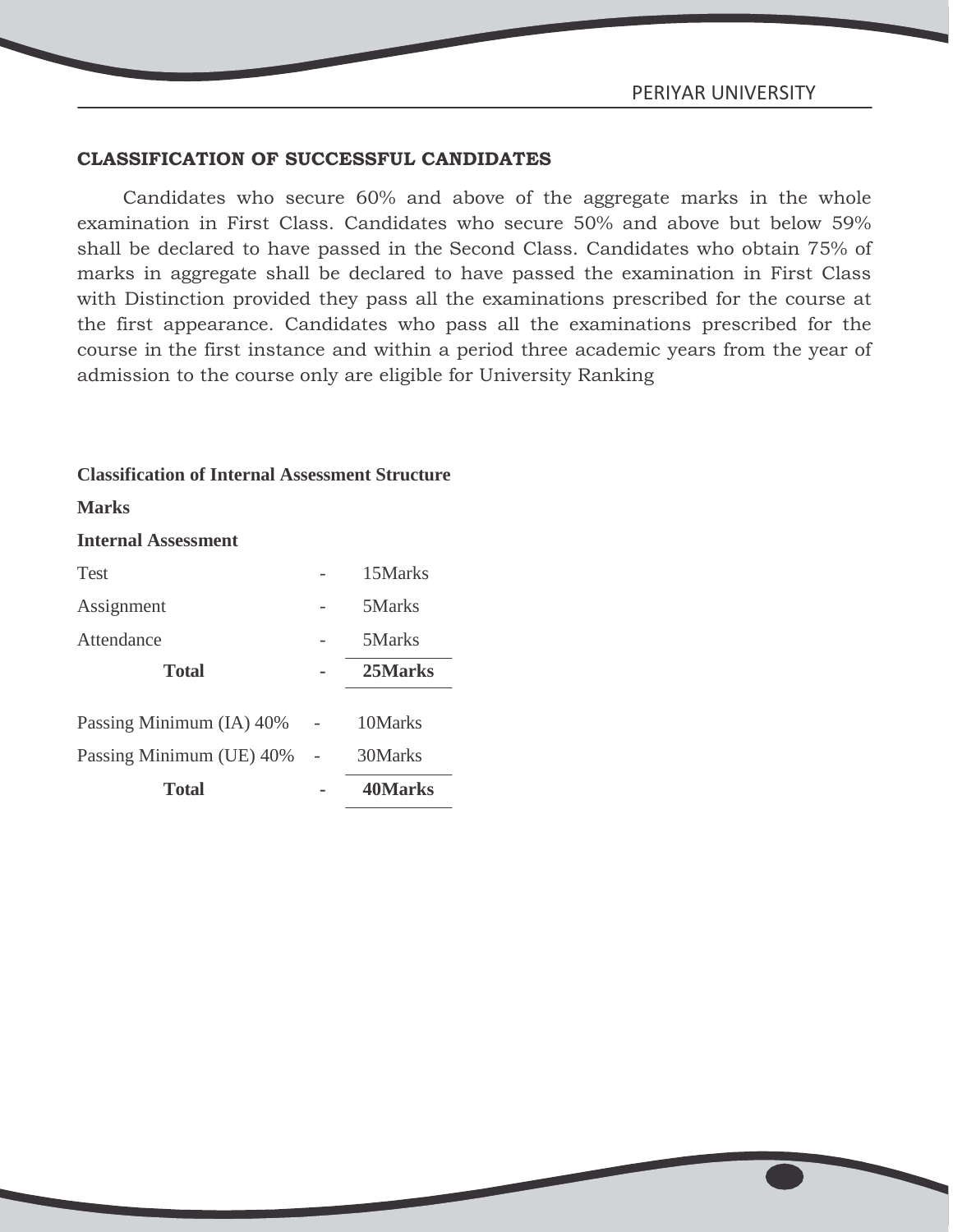## CLASSIFICATION OF SUCCESSFUL CANDIDATES

Candidates who secure 60% and above of the aggregate marks in the whole examination in First Class. Candidates who secure 50% and above but below 59% shall be declared to have passed in the Second Class. Candidates who obtain 75% of marks in aggregate shall be declared to have passed the examination in First Class with Distinction provided they pass all the examinations prescribed for the course at the first appearance. Candidates who pass all the examinations prescribed for the course in the first instance and within a period three academic years from the year of admission to the course only are eligible for University Ranking

**Classification of Internal Assessment Structure**

**Marks**

**Internal Assessment**

| | | |
|---|---|---|
| Test | - | 15Marks |
| Assignment | - | 5Marks |
| Attendance | - | 5Marks |
| **Total** | **-** | **25Marks** |

| | | |
|---|---|---|
| Passing Minimum (IA) 40% | - | 10Marks |
| Passing Minimum (UE) 40% | - | 30Marks |
| **Total** | **-** | **40Marks** |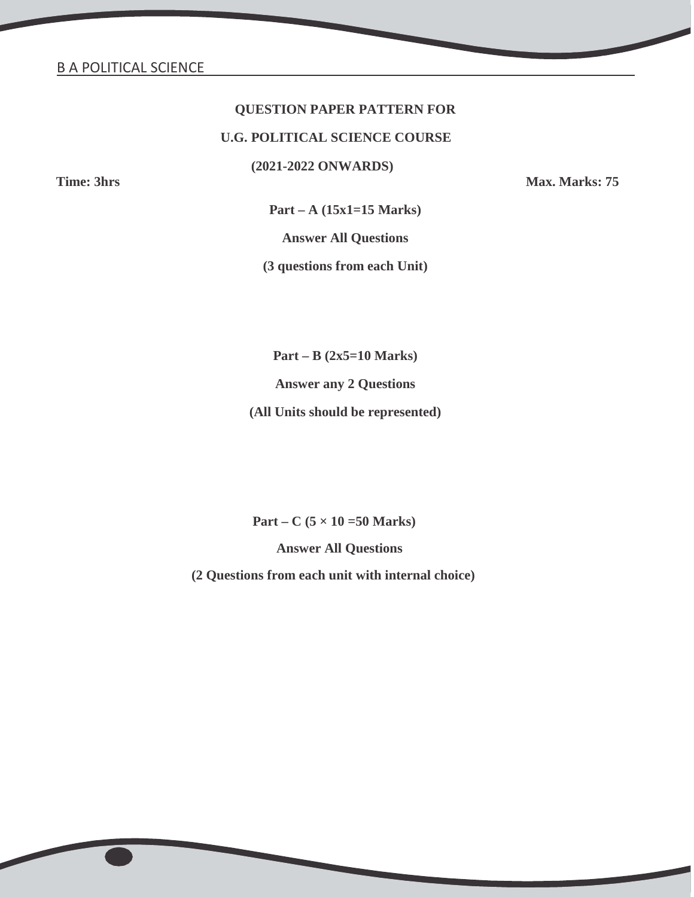**QUESTION PAPER PATTERN FOR**

**U.G. POLITICAL SCIENCE COURSE**

**(2021-2022 ONWARDS)**

**Time: 3hrs** **Max. Marks: 75**

**Part – A (15x1=15 Marks)**

**Answer All Questions**

**(3 questions from each Unit)**

**Part – B (2x5=10 Marks)**

**Answer any 2 Questions**

**(All Units should be represented)**

**Part – C (5 × 10 =50 Marks)**

**Answer All Questions**

**(2 Questions from each unit with internal choice)**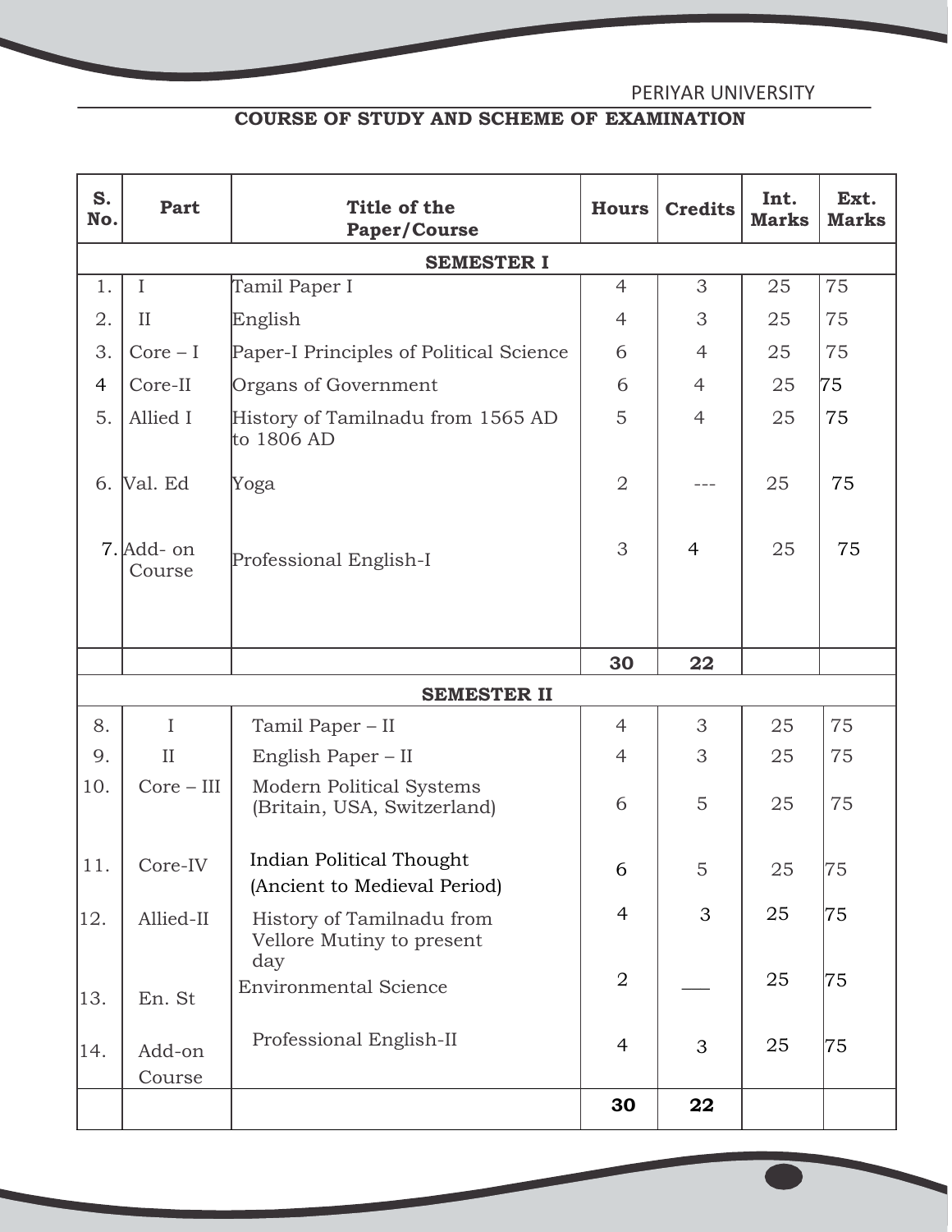PERIYAR UNIVERSITY

## COURSE OF STUDY AND SCHEME OF EXAMINATION

| S. No. | Part | Title of the Paper/Course | Hours | Credits | Int. Marks | Ext. Marks |
|---|---|---|---|---|---|---|
| **SEMESTER I** | | | | | | |
| 1. | I | Tamil Paper I | 4 | 3 | 25 | 75 |
| 2. | II | English | 4 | 3 | 25 | 75 |
| 3. | Core – I | Paper-I Principles of Political Science | 6 | 4 | 25 | 75 |
| 4 | Core-II | Organs of Government | 6 | 4 | 25 | 75 |
| 5. | Allied I | History of Tamilnadu from 1565 AD to 1806 AD | 5 | 4 | 25 | 75 |
| 6. | Val. Ed | Yoga | 2 | --- | 25 | 75 |
| 7. | Add- on Course | Professional English-I | 3 | 4 | 25 | 75 |
| | | | **30** | **22** | | |
| **SEMESTER II** | | | | | | |
| 8. | I | Tamil Paper – II | 4 | 3 | 25 | 75 |
| 9. | II | English Paper – II | 4 | 3 | 25 | 75 |
| 10. | Core – III | Modern Political Systems (Britain, USA, Switzerland) | 6 | 5 | 25 | 75 |
| 11. | Core-IV | Indian Political Thought (Ancient to Medieval Period) | 6 | 5 | 25 | 75 |
| 12. | Allied-II | History of Tamilnadu from Vellore Mutiny to present day | 4 | 3 | 25 | 75 |
| 13. | En. St | Environmental Science | 2 | ___ | 25 | 75 |
| 14. | Add-on Course | Professional English-II | 4 | 3 | 25 | 75 |
| | | | **30** | **22** | | |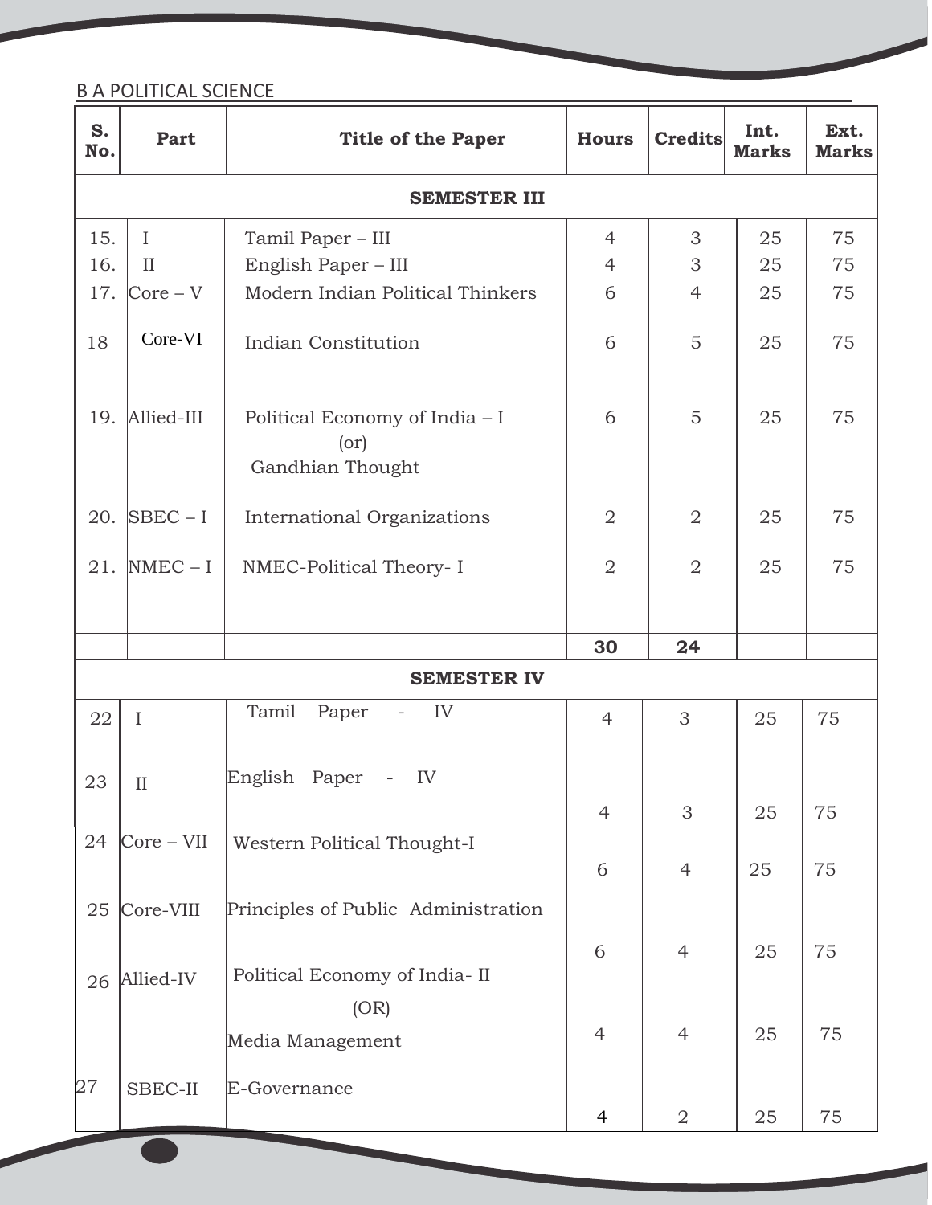B A POLITICAL SCIENCE

| S. No. | Part | Title of the Paper | Hours | Credits | Int. Marks | Ext. Marks |
|---|---|---|---|---|---|---|
| **SEMESTER III** | | | | | | |
| 15. | I | Tamil Paper – III | 4 | 3 | 25 | 75 |
| 16. | II | English Paper – III | 4 | 3 | 25 | 75 |
| 17. | Core – V | Modern Indian Political Thinkers | 6 | 4 | 25 | 75 |
| 18 | Core-VI | Indian Constitution | 6 | 5 | 25 | 75 |
| 19. | Allied-III | Political Economy of India – I (or) Gandhian Thought | 6 | 5 | 25 | 75 |
| 20. | SBEC – I | International Organizations | 2 | 2 | 25 | 75 |
| 21. | NMEC – I | NMEC-Political Theory- I | 2 | 2 | 25 | 75 |
| | | | **30** | **24** | | |
| **SEMESTER IV** | | | | | | |
| 22 | I | Tamil Paper - IV | 4 | 3 | 25 | 75 |
| 23 | II | English Paper - IV | 4 | 3 | 25 | 75 |
| 24 | Core – VII | Western Political Thought-I | 6 | 4 | 25 | 75 |
| 25 | Core-VIII | Principles of Public Administration | 6 | 4 | 25 | 75 |
| 26 | Allied-IV | Political Economy of India- II (OR) Media Management | 4 | 4 | 25 | 75 |
| 27 | SBEC-II | E-Governance | 4 | 2 | 25 | 75 |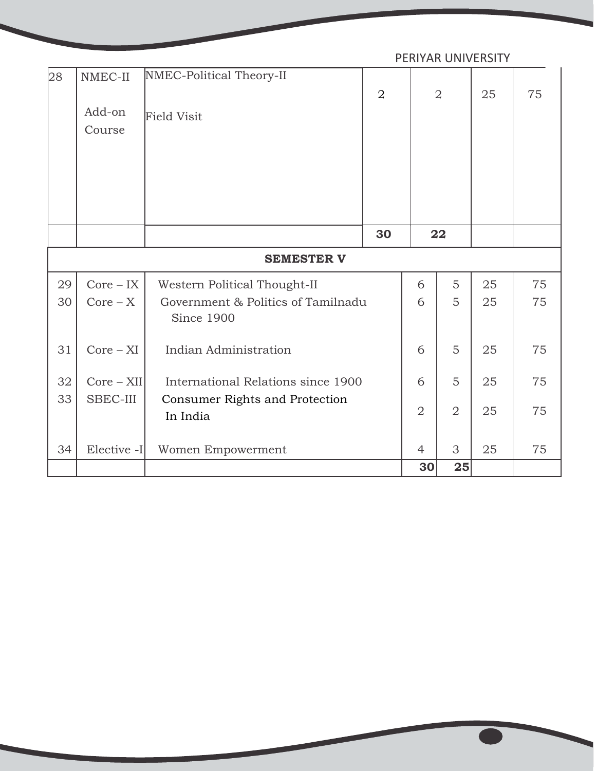| | | | | | | |
|---|---|---|---|---|---|---|
| 28 | NMEC-II<br><br>Add-on Course | NMEC-Political Theory-II<br><br>Field Visit | 2 | 2 | 25 | 75 |
| | | | **30** | **22** | | |
| **SEMESTER V** | | | | | | |
| 29 | Core – IX | Western Political Thought-II | 6 | 5 | 25 | 75 |
| 30 | Core – X | Government & Politics of Tamilnadu Since 1900 | 6 | 5 | 25 | 75 |
| 31 | Core – XI | Indian Administration | 6 | 5 | 25 | 75 |
| 32 | Core – XII | International Relations since 1900 | 6 | 5 | 25 | 75 |
| 33 | SBEC-III | Consumer Rights and Protection In India | 2 | 2 | 25 | 75 |
| 34 | Elective -I | Women Empowerment | 4 | 3 | 25 | 75 |
| | | | **30** | **25** | | |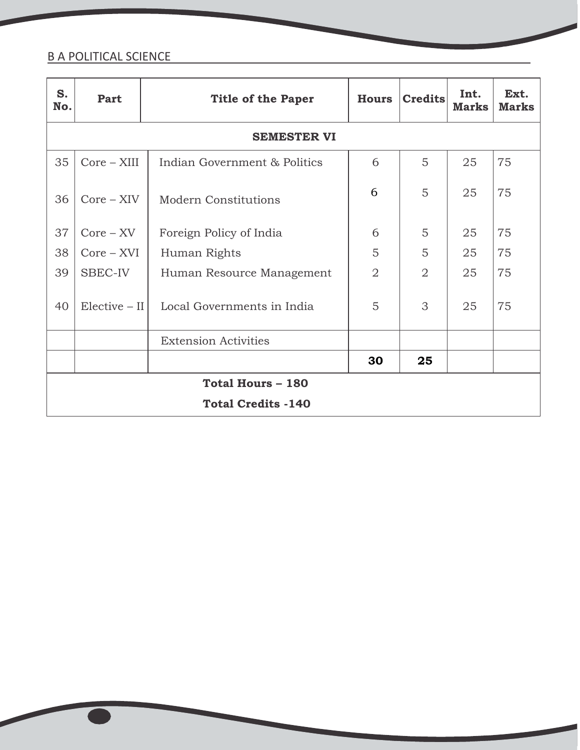| S. No. | Part | Title of the Paper | Hours | Credits | Int. Marks | Ext. Marks |
|---|---|---|---|---|---|---|
| **SEMESTER VI** | | | | | | |
| 35 | Core – XIII | Indian Government & Politics | 6 | 5 | 25 | 75 |
| 36 | Core – XIV | Modern Constitutions | 6 | 5 | 25 | 75 |
| 37 | Core – XV | Foreign Policy of India | 6 | 5 | 25 | 75 |
| 38 | Core – XVI | Human Rights | 5 | 5 | 25 | 75 |
| 39 | SBEC-IV | Human Resource Management | 2 | 2 | 25 | 75 |
| 40 | Elective – II | Local Governments in India | 5 | 3 | 25 | 75 |
| | | Extension Activities | | | | |
| | | | **30** | **25** | | |
| **Total Hours – 180** | | | | | | |
| **Total Credits -140** | | | | | | |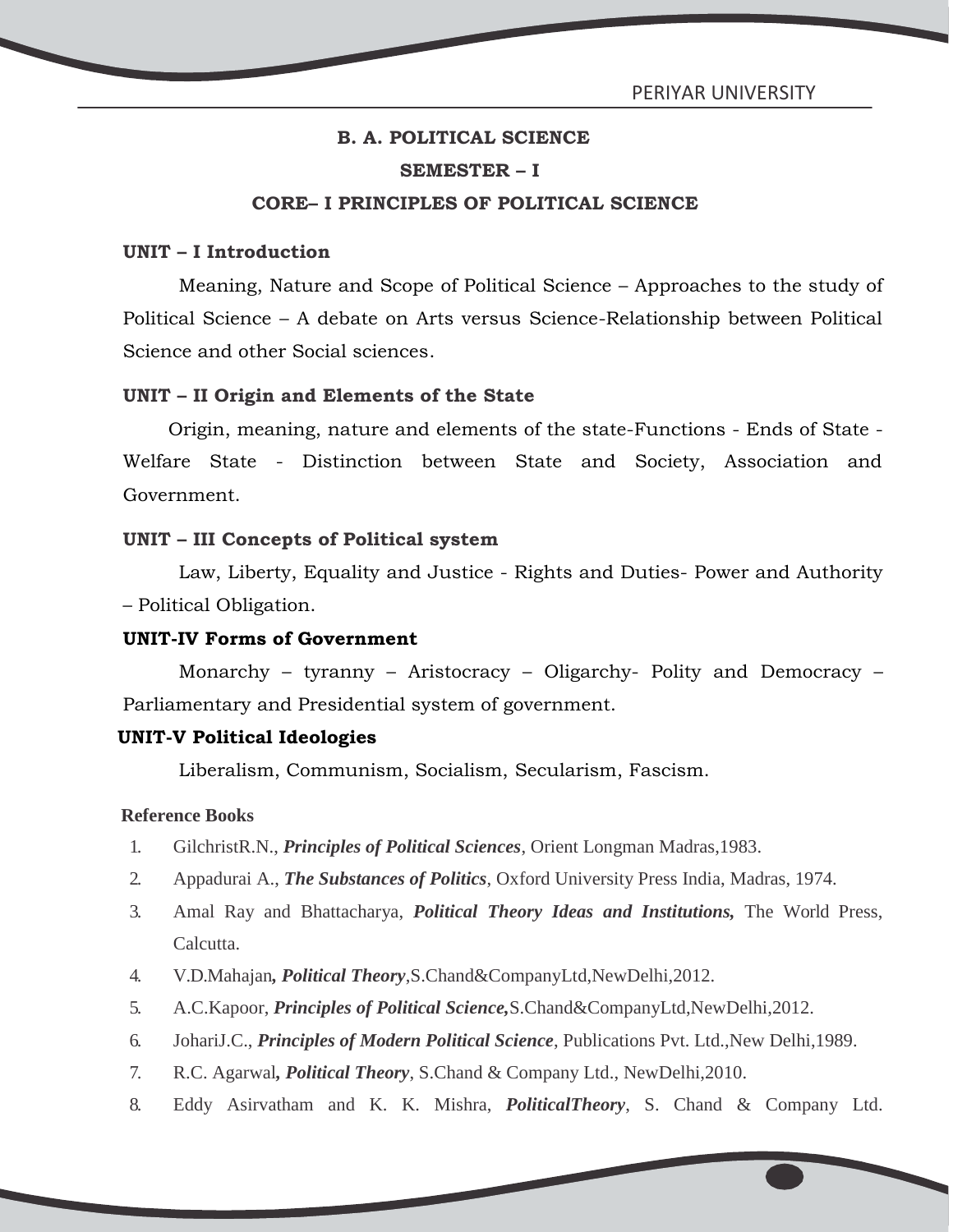## B. A. POLITICAL SCIENCE

## SEMESTER – I

## CORE– I PRINCIPLES OF POLITICAL SCIENCE

### UNIT – I Introduction

Meaning, Nature and Scope of Political Science – Approaches to the study of Political Science – A debate on Arts versus Science-Relationship between Political Science and other Social sciences.

### UNIT – II Origin and Elements of the State

Origin, meaning, nature and elements of the state-Functions - Ends of State - Welfare State - Distinction between State and Society, Association and Government.

### UNIT – III Concepts of Political system

Law, Liberty, Equality and Justice - Rights and Duties- Power and Authority – Political Obligation.

### UNIT-IV Forms of Government

Monarchy – tyranny – Aristocracy – Oligarchy- Polity and Democracy – Parliamentary and Presidential system of government.

### UNIT-V Political Ideologies

Liberalism, Communism, Socialism, Secularism, Fascism.

**Reference Books**

1. GilchristR.N., ***Principles of Political Sciences***, Orient Longman Madras,1983.
2. Appadurai A., ***The Substances of Politics***, Oxford University Press India, Madras, 1974.
3. Amal Ray and Bhattacharya, ***Political Theory Ideas and Institutions,*** The World Press, Calcutta.
4. V.D.Mahajan***, Political Theory***,S.Chand&CompanyLtd,NewDelhi,2012.
5. A.C.Kapoor, ***Principles of Political Science,***S.Chand&CompanyLtd,NewDelhi,2012.
6. JohariJ.C., ***Principles of Modern Political Science***, Publications Pvt. Ltd.,New Delhi,1989.
7. R.C. Agarwal***, Political Theory***, S.Chand & Company Ltd., NewDelhi,2010.
8. Eddy Asirvatham and K. K. Mishra, ***PoliticalTheory***, S. Chand & Company Ltd.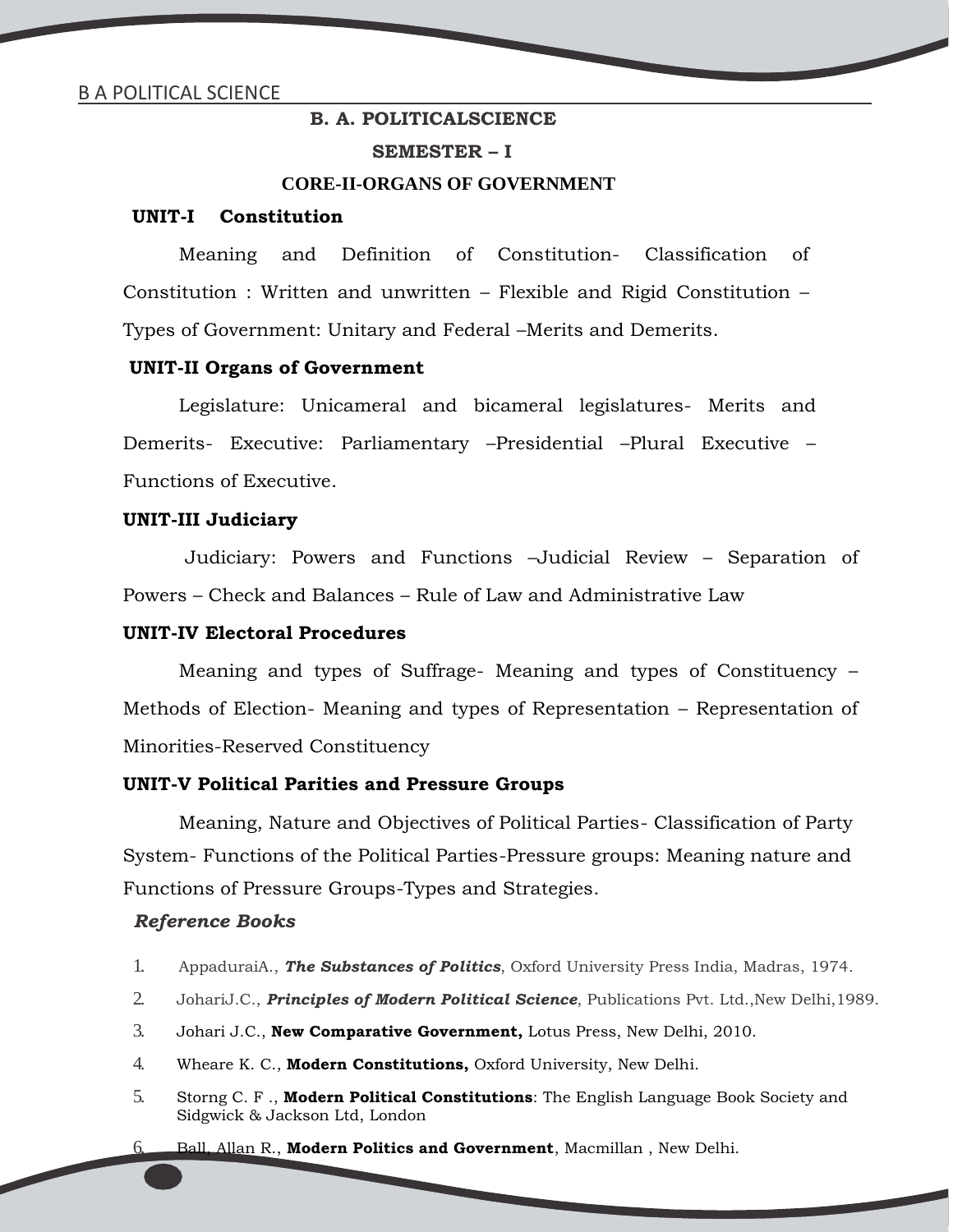# B. A. POLITICALSCIENCE

## SEMESTER – I

## CORE-II-ORGANS OF GOVERNMENT

### UNIT-I Constitution

Meaning and Definition of Constitution- Classification of Constitution : Written and unwritten – Flexible and Rigid Constitution – Types of Government: Unitary and Federal –Merits and Demerits.

### UNIT-II Organs of Government

Legislature: Unicameral and bicameral legislatures- Merits and Demerits- Executive: Parliamentary –Presidential –Plural Executive – Functions of Executive.

### UNIT-III Judiciary

Judiciary: Powers and Functions –Judicial Review – Separation of Powers – Check and Balances – Rule of Law and Administrative Law

### UNIT-IV Electoral Procedures

Meaning and types of Suffrage- Meaning and types of Constituency – Methods of Election- Meaning and types of Representation – Representation of Minorities-Reserved Constituency

### UNIT-V Political Parities and Pressure Groups

Meaning, Nature and Objectives of Political Parties- Classification of Party System- Functions of the Political Parties-Pressure groups: Meaning nature and Functions of Pressure Groups-Types and Strategies.

***Reference Books***

1. AppaduraiA., ***The Substances of Politics***, Oxford University Press India, Madras, 1974.
2. JohariJ.C., ***Principles of Modern Political Science***, Publications Pvt. Ltd.,New Delhi,1989.
3. Johari J.C., **New Comparative Government,** Lotus Press, New Delhi, 2010.
4. Wheare K. C., **Modern Constitutions,** Oxford University, New Delhi.
5. Storng C. F ., **Modern Political Constitutions**: The English Language Book Society and Sidgwick & Jackson Ltd, London
6. Ball, Allan R., **Modern Politics and Government**, Macmillan , New Delhi.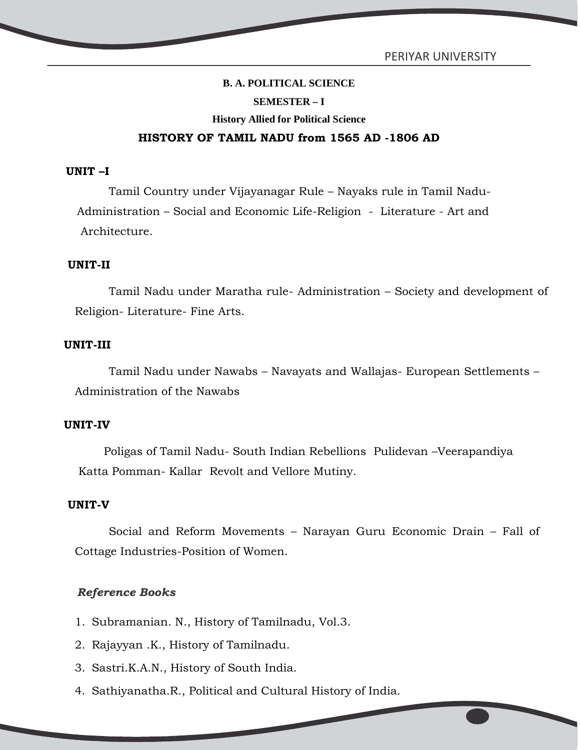**B. A. POLITICAL SCIENCE**

**SEMESTER – I**

**History Allied for Political Science**

## HISTORY OF TAMIL NADU from 1565 AD -1806 AD

### UNIT –I

Tamil Country under Vijayanagar Rule – Nayaks rule in Tamil Nadu- Administration – Social and Economic Life-Religion - Literature - Art and Architecture.

### UNIT-II

Tamil Nadu under Maratha rule- Administration – Society and development of Religion- Literature- Fine Arts.

### UNIT-III

Tamil Nadu under Nawabs – Navayats and Wallajas- European Settlements – Administration of the Nawabs

### UNIT-IV

Poligas of Tamil Nadu- South Indian Rebellions Pulidevan –Veerapandiya Katta Pomman- Kallar Revolt and Vellore Mutiny.

### UNIT-V

Social and Reform Movements – Narayan Guru Economic Drain – Fall of Cottage Industries-Position of Women.

***Reference Books***

1. Subramanian. N., History of Tamilnadu, Vol.3.
2. Rajayyan .K., History of Tamilnadu.
3. Sastri.K.A.N., History of South India.
4. Sathiyanatha.R., Political and Cultural History of India.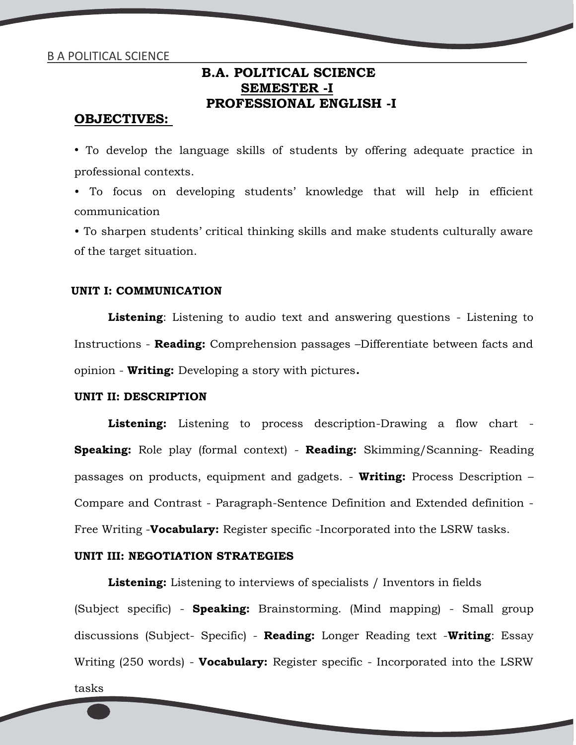# B.A. POLITICAL SCIENCE

## SEMESTER -I

## PROFESSIONAL ENGLISH -I

**OBJECTIVES:**

• To develop the language skills of students by offering adequate practice in professional contexts.

• To focus on developing students' knowledge that will help in efficient communication

• To sharpen students' critical thinking skills and make students culturally aware of the target situation.

**UNIT I: COMMUNICATION**

**Listening**: Listening to audio text and answering questions - Listening to Instructions - **Reading:** Comprehension passages –Differentiate between facts and opinion - **Writing:** Developing a story with pictures**.**

**UNIT II: DESCRIPTION**

**Listening:** Listening to process description-Drawing a flow chart - **Speaking:** Role play (formal context) - **Reading:** Skimming/Scanning- Reading passages on products, equipment and gadgets. - **Writing:** Process Description – Compare and Contrast - Paragraph-Sentence Definition and Extended definition - Free Writing -**Vocabulary:** Register specific -Incorporated into the LSRW tasks.

**UNIT III: NEGOTIATION STRATEGIES**

**Listening:** Listening to interviews of specialists / Inventors in fields (Subject specific) - **Speaking:** Brainstorming. (Mind mapping) - Small group discussions (Subject- Specific) - **Reading:** Longer Reading text -**Writing**: Essay Writing (250 words) - **Vocabulary:** Register specific - Incorporated into the LSRW tasks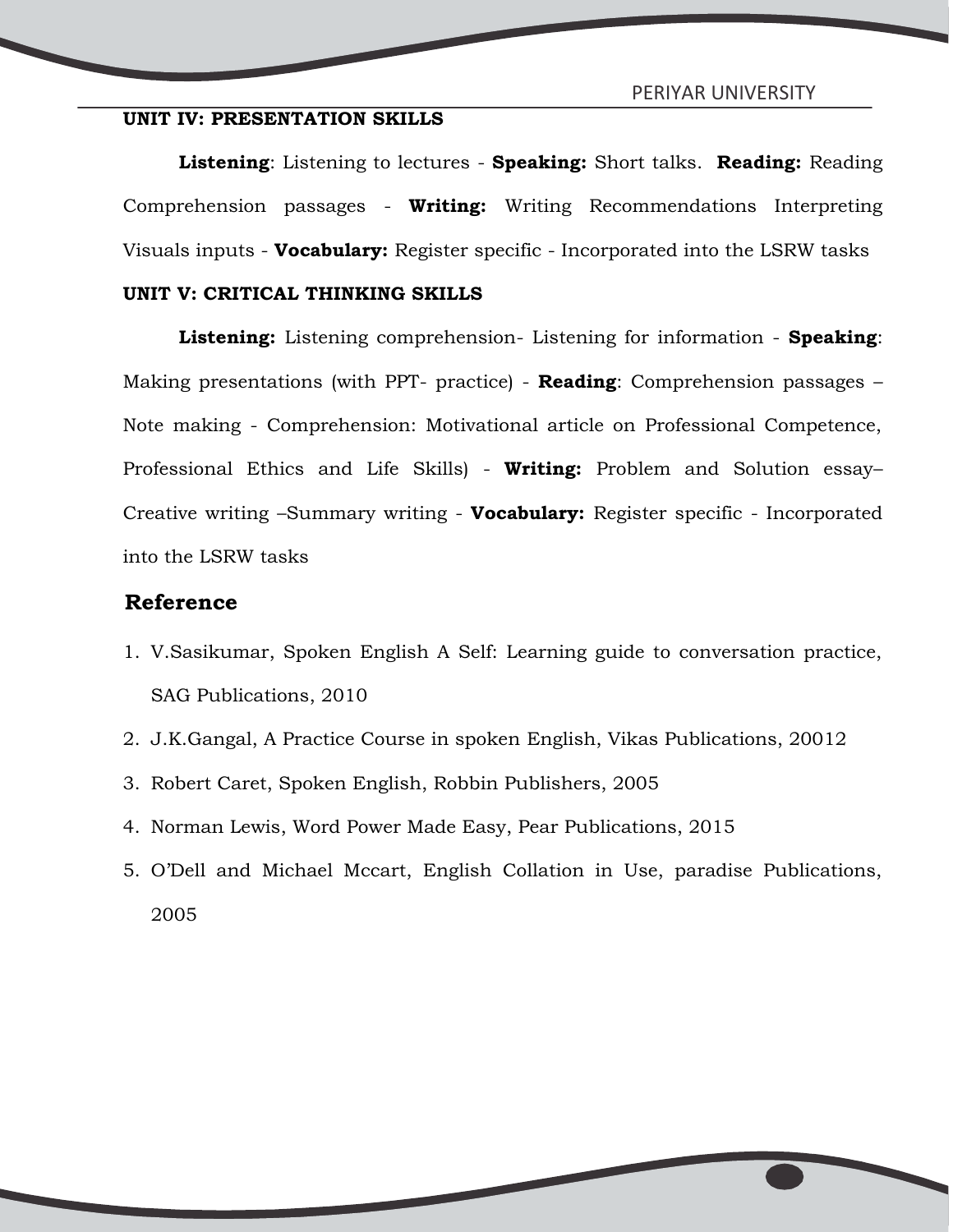### UNIT IV: PRESENTATION SKILLS

**Listening**: Listening to lectures - **Speaking:** Short talks. **Reading:** Reading Comprehension passages - **Writing:** Writing Recommendations Interpreting Visuals inputs - **Vocabulary:** Register specific - Incorporated into the LSRW tasks

### UNIT V: CRITICAL THINKING SKILLS

**Listening:** Listening comprehension- Listening for information - **Speaking**: Making presentations (with PPT- practice) - **Reading**: Comprehension passages – Note making - Comprehension: Motivational article on Professional Competence, Professional Ethics and Life Skills) - **Writing:** Problem and Solution essay– Creative writing –Summary writing - **Vocabulary:** Register specific - Incorporated into the LSRW tasks

## Reference

1. V.Sasikumar, Spoken English A Self: Learning guide to conversation practice, SAG Publications, 2010
2. J.K.Gangal, A Practice Course in spoken English, Vikas Publications, 20012
3. Robert Caret, Spoken English, Robbin Publishers, 2005
4. Norman Lewis, Word Power Made Easy, Pear Publications, 2015
5. O'Dell and Michael Mccart, English Collation in Use, paradise Publications, 2005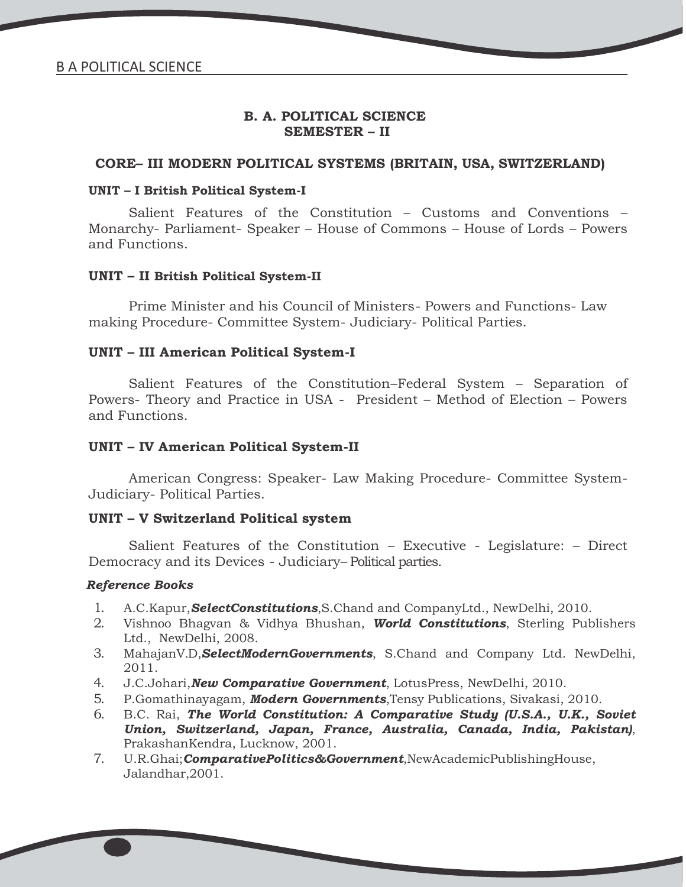# B. A. POLITICAL SCIENCE
## SEMESTER – II

## CORE– III MODERN POLITICAL SYSTEMS (BRITAIN, USA, SWITZERLAND)

### UNIT – I British Political System-I

Salient Features of the Constitution – Customs and Conventions – Monarchy- Parliament- Speaker – House of Commons – House of Lords – Powers and Functions.

### UNIT – II British Political System-II

Prime Minister and his Council of Ministers- Powers and Functions- Law making Procedure- Committee System- Judiciary- Political Parties.

### UNIT – III American Political System-I

Salient Features of the Constitution–Federal System – Separation of Powers- Theory and Practice in USA - President – Method of Election – Powers and Functions.

### UNIT – IV American Political System-II

American Congress: Speaker- Law Making Procedure- Committee System- Judiciary- Political Parties.

### UNIT – V Switzerland Political system

Salient Features of the Constitution – Executive - Legislature: – Direct Democracy and its Devices - Judiciary– Political parties.

***Reference Books***

1. A.C.Kapur,***SelectConstitutions***,S.Chand and CompanyLtd., NewDelhi, 2010.
2. Vishnoo Bhagvan & Vidhya Bhushan, ***World Constitutions***, Sterling Publishers Ltd., NewDelhi, 2008.
3. MahajanV.D,***SelectModernGovernments***, S.Chand and Company Ltd. NewDelhi, 2011.
4. J.C.Johari,***New Comparative Government***, LotusPress, NewDelhi, 2010.
5. P.Gomathinayagam, ***Modern Governments***,Tensy Publications, Sivakasi, 2010.
6. B.C. Rai, ***The World Constitution: A Comparative Study (U.S.A., U.K., Soviet Union, Switzerland, Japan, France, Australia, Canada, India, Pakistan)***, PrakashanKendra, Lucknow, 2001.
7. U.R.Ghai;***ComparativePolitics&Government***,NewAcademicPublishingHouse, Jalandhar,2001.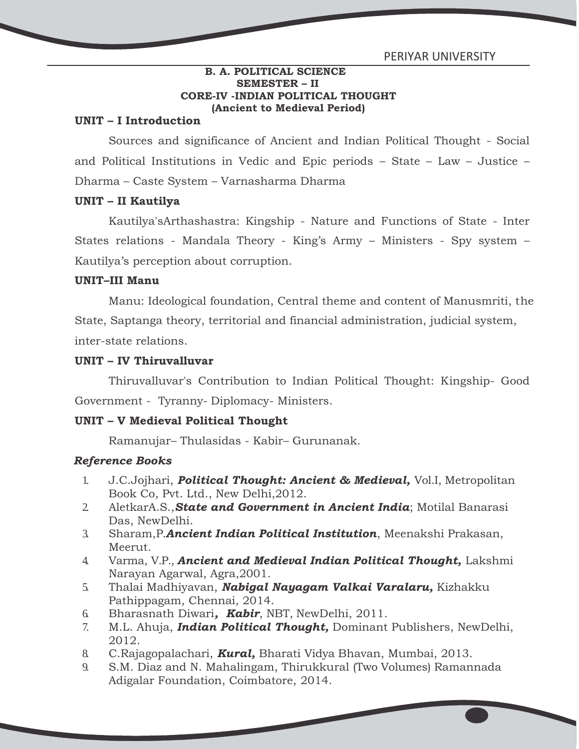**B. A. POLITICAL SCIENCE**
**SEMESTER – II**
**CORE-IV -INDIAN POLITICAL THOUGHT**
**(Ancient to Medieval Period)**

### UNIT – I Introduction

Sources and significance of Ancient and Indian Political Thought - Social and Political Institutions in Vedic and Epic periods – State – Law – Justice – Dharma – Caste System – Varnasharma Dharma

### UNIT – II Kautilya

Kautilya'sArthashastra: Kingship - Nature and Functions of State - Inter States relations - Mandala Theory - King's Army – Ministers - Spy system – Kautilya's perception about corruption.

### UNIT–III Manu

Manu: Ideological foundation, Central theme and content of Manusmriti, the State, Saptanga theory, territorial and financial administration, judicial system, inter-state relations.

### UNIT – IV Thiruvalluvar

Thiruvalluvar's Contribution to Indian Political Thought: Kingship- Good Government - Tyranny- Diplomacy- Ministers.

### UNIT – V Medieval Political Thought

Ramanujar– Thulasidas - Kabir– Gurunanak.

### *Reference Books*

1. J.C.Jojhari, ***Political Thought: Ancient & Medieval,*** Vol.I, Metropolitan Book Co, Pvt. Ltd., New Delhi,2012.
2. AletkarA.S.,***State and Government in Ancient India***; Motilal Banarasi Das, NewDelhi.
3. Sharam,P.***Ancient Indian Political Institution***, Meenakshi Prakasan, Meerut.
4. Varma, V.P., ***Ancient and Medieval Indian Political Thought,*** Lakshmi Narayan Agarwal, Agra,2001.
5. Thalai Madhiyavan, ***Nabigal Nayagam Valkai Varalaru,*** Kizhakku Pathippagam, Chennai, 2014.
6. Bharasnath Diwari***, Kabir***, NBT, NewDelhi, 2011.
7. M.L. Ahuja, ***Indian Political Thought,*** Dominant Publishers, NewDelhi, 2012.
8. C.Rajagopalachari, ***Kural,*** Bharati Vidya Bhavan, Mumbai, 2013.
9. S.M. Diaz and N. Mahalingam, Thirukkural (Two Volumes) Ramannada Adigalar Foundation, Coimbatore, 2014.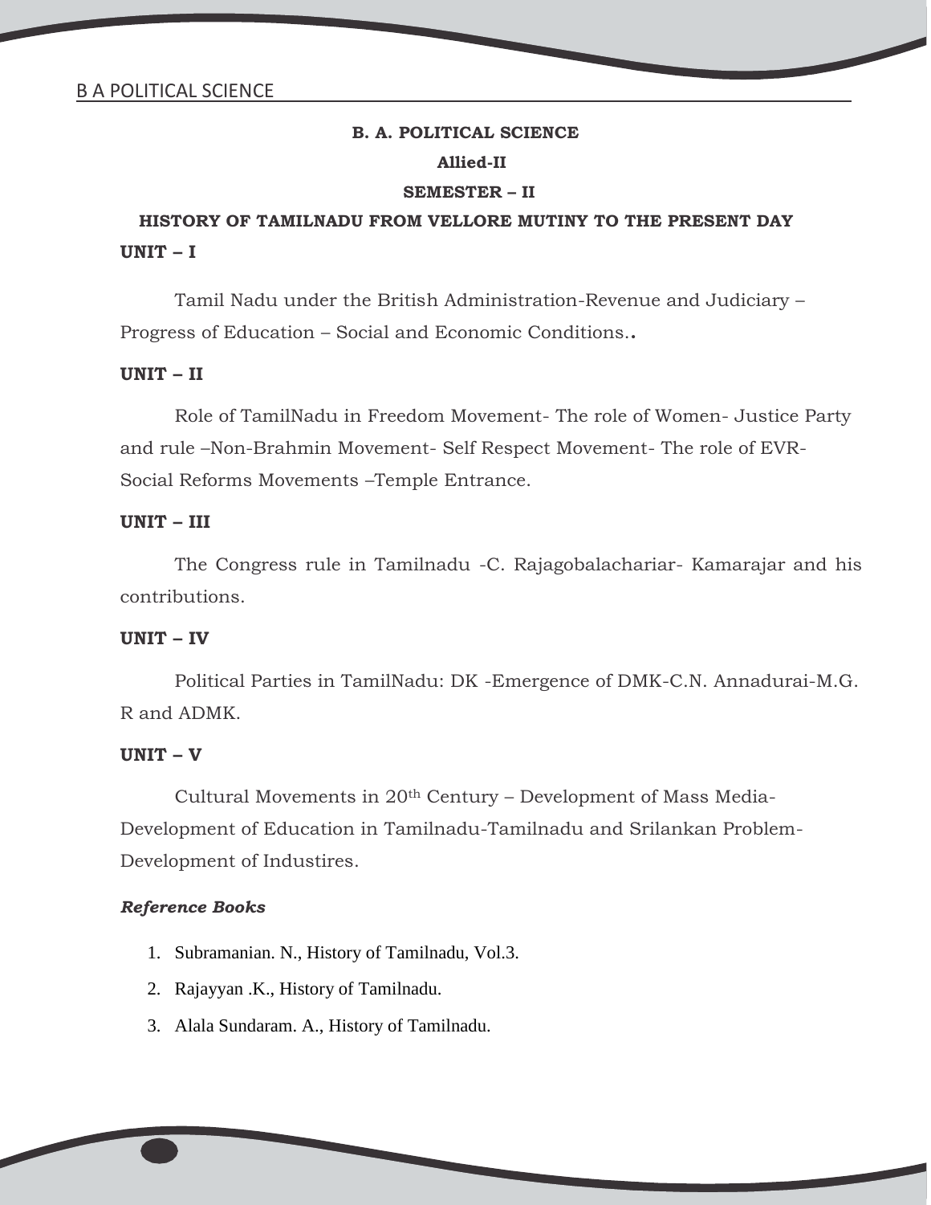**B. A. POLITICAL SCIENCE**

**Allied-II**

**SEMESTER – II**

## HISTORY OF TAMILNADU FROM VELLORE MUTINY TO THE PRESENT DAY

### UNIT – I

Tamil Nadu under the British Administration-Revenue and Judiciary – Progress of Education – Social and Economic Conditions..

### UNIT – II

Role of TamilNadu in Freedom Movement- The role of Women- Justice Party and rule –Non-Brahmin Movement- Self Respect Movement- The role of EVR- Social Reforms Movements –Temple Entrance.

### UNIT – III

The Congress rule in Tamilnadu -C. Rajagobalachariar- Kamarajar and his contributions.

### UNIT – IV

Political Parties in TamilNadu: DK -Emergence of DMK-C.N. Annadurai-M.G. R and ADMK.

### UNIT – V

Cultural Movements in 20th Century – Development of Mass Media- Development of Education in Tamilnadu-Tamilnadu and Srilankan Problem- Development of Industires.

***Reference Books***

1. Subramanian. N., History of Tamilnadu, Vol.3.
2. Rajayyan .K., History of Tamilnadu.
3. Alala Sundaram. A., History of Tamilnadu.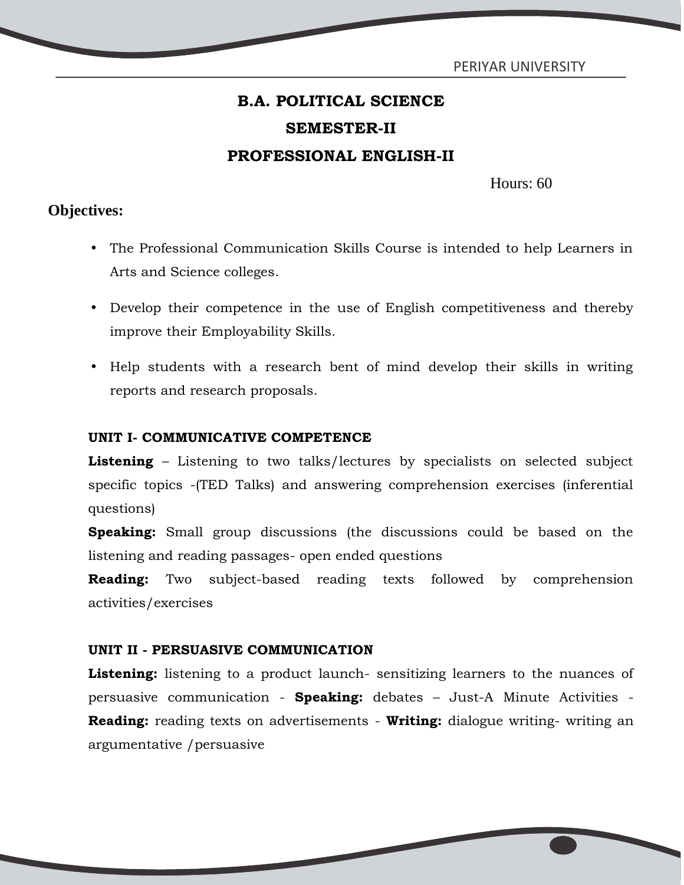## B.A. POLITICAL SCIENCE

## SEMESTER-II

## PROFESSIONAL ENGLISH-II

Hours: 60

**Objectives:**

- The Professional Communication Skills Course is intended to help Learners in Arts and Science colleges.
- Develop their competence in the use of English competitiveness and thereby improve their Employability Skills.
- Help students with a research bent of mind develop their skills in writing reports and research proposals.

### UNIT I- COMMUNICATIVE COMPETENCE

**Listening** – Listening to two talks/lectures by specialists on selected subject specific topics -(TED Talks) and answering comprehension exercises (inferential questions)

**Speaking:** Small group discussions (the discussions could be based on the listening and reading passages- open ended questions

**Reading:** Two subject-based reading texts followed by comprehension activities/exercises

### UNIT II - PERSUASIVE COMMUNICATION

**Listening:** listening to a product launch- sensitizing learners to the nuances of persuasive communication - **Speaking:** debates – Just-A Minute Activities - **Reading:** reading texts on advertisements - **Writing:** dialogue writing- writing an argumentative /persuasive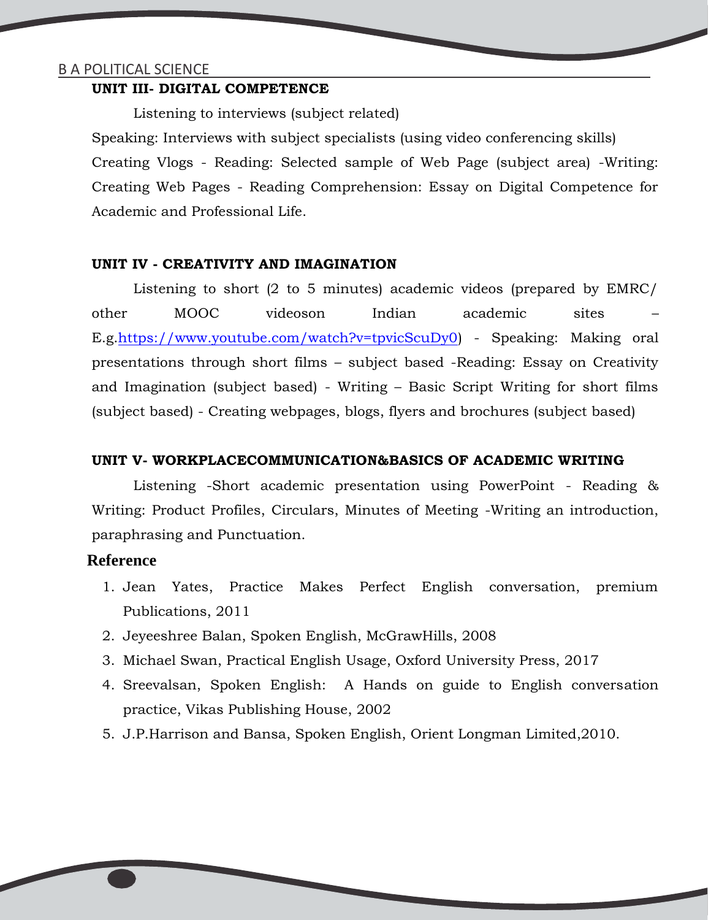**UNIT III- DIGITAL COMPETENCE**

Listening to interviews (subject related)

Speaking: Interviews with subject specialists (using video conferencing skills) Creating Vlogs - Reading: Selected sample of Web Page (subject area) -Writing: Creating Web Pages - Reading Comprehension: Essay on Digital Competence for Academic and Professional Life.

**UNIT IV - CREATIVITY AND IMAGINATION**

Listening to short (2 to 5 minutes) academic videos (prepared by EMRC/ other MOOC videoson Indian academic sites – E.g.https://www.youtube.com/watch?v=tpvicScuDy0) - Speaking: Making oral presentations through short films – subject based -Reading: Essay on Creativity and Imagination (subject based) - Writing – Basic Script Writing for short films (subject based) - Creating webpages, blogs, flyers and brochures (subject based)

**UNIT V- WORKPLACECOMMUNICATION&BASICS OF ACADEMIC WRITING**

Listening -Short academic presentation using PowerPoint - Reading & Writing: Product Profiles, Circulars, Minutes of Meeting -Writing an introduction, paraphrasing and Punctuation.

**Reference**

1. Jean Yates, Practice Makes Perfect English conversation, premium Publications, 2011
2. Jeyeeshree Balan, Spoken English, McGrawHills, 2008
3. Michael Swan, Practical English Usage, Oxford University Press, 2017
4. Sreevalsan, Spoken English: A Hands on guide to English conversation practice, Vikas Publishing House, 2002
5. J.P.Harrison and Bansa, Spoken English, Orient Longman Limited,2010.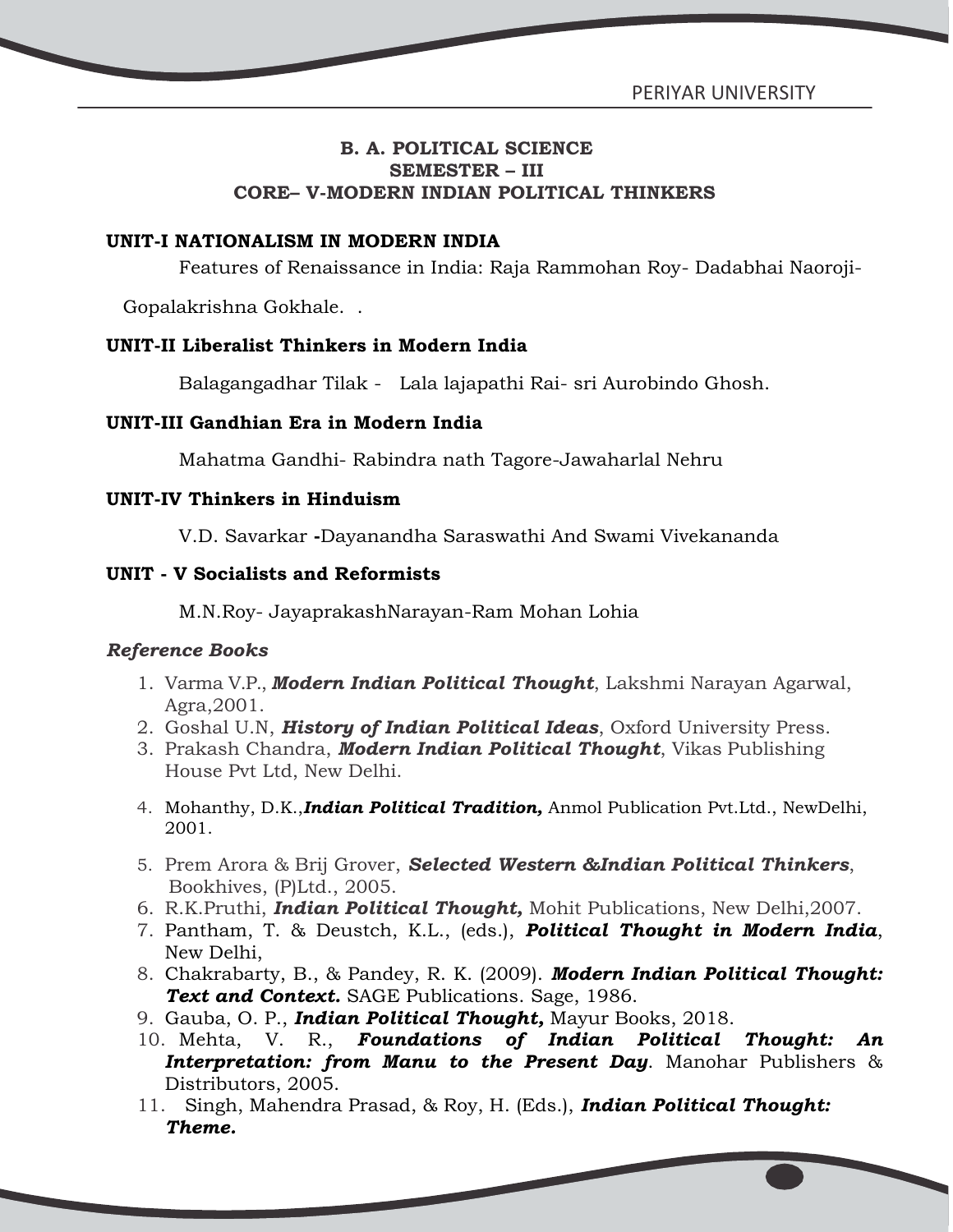**B. A. POLITICAL SCIENCE**
**SEMESTER – III**
**CORE– V-MODERN INDIAN POLITICAL THINKERS**

**UNIT-I NATIONALISM IN MODERN INDIA**

Features of Renaissance in India: Raja Rammohan Roy- Dadabhai Naoroji-Gopalakrishna Gokhale. .

**UNIT-II Liberalist Thinkers in Modern India**

Balagangadhar Tilak - Lala lajapathi Rai- sri Aurobindo Ghosh.

**UNIT-III Gandhian Era in Modern India**

Mahatma Gandhi- Rabindra nath Tagore-Jawaharlal Nehru

**UNIT-IV Thinkers in Hinduism**

V.D. Savarkar **-**Dayanandha Saraswathi And Swami Vivekananda

**UNIT - V Socialists and Reformists**

M.N.Roy- JayaprakashNarayan-Ram Mohan Lohia

***Reference Books***

1. Varma V.P., ***Modern Indian Political Thought***, Lakshmi Narayan Agarwal, Agra,2001.
2. Goshal U.N, ***History of Indian Political Ideas***, Oxford University Press.
3. Prakash Chandra, ***Modern Indian Political Thought***, Vikas Publishing House Pvt Ltd, New Delhi.
4. Mohanthy, D.K.,***Indian Political Tradition,*** Anmol Publication Pvt.Ltd., NewDelhi, 2001.
5. Prem Arora & Brij Grover, ***Selected Western &Indian Political Thinkers***, Bookhives, (P)Ltd., 2005.
6. R.K.Pruthi, ***Indian Political Thought,*** Mohit Publications, New Delhi,2007.
7. Pantham, T. & Deustch, K.L., (eds.), ***Political Thought in Modern India***, New Delhi,
8. Chakrabarty, B., & Pandey, R. K. (2009). ***Modern Indian Political Thought: Text and Context.*** SAGE Publications. Sage, 1986.
9. Gauba, O. P., ***Indian Political Thought,*** Mayur Books, 2018.
10. Mehta, V. R., ***Foundations of Indian Political Thought: An Interpretation: from Manu to the Present Day***. Manohar Publishers & Distributors, 2005.
11. Singh, Mahendra Prasad, & Roy, H. (Eds.), ***Indian Political Thought: Theme.***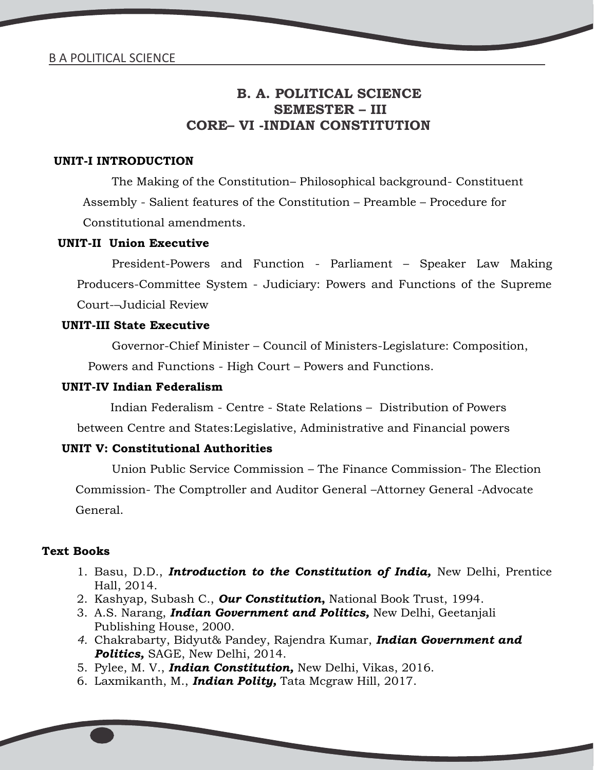# B. A. POLITICAL SCIENCE
## SEMESTER – III
## CORE– VI -INDIAN CONSTITUTION

**UNIT-I INTRODUCTION**

The Making of the Constitution– Philosophical background- Constituent Assembly - Salient features of the Constitution – Preamble – Procedure for Constitutional amendments.

**UNIT-II Union Executive**

President-Powers and Function - Parliament – Speaker Law Making Producers-Committee System - Judiciary: Powers and Functions of the Supreme Court-–Judicial Review

**UNIT-III State Executive**

Governor-Chief Minister – Council of Ministers-Legislature: Composition, Powers and Functions - High Court – Powers and Functions.

**UNIT-IV Indian Federalism**

Indian Federalism - Centre - State Relations – Distribution of Powers between Centre and States:Legislative, Administrative and Financial powers

**UNIT V: Constitutional Authorities**

Union Public Service Commission – The Finance Commission- The Election Commission- The Comptroller and Auditor General –Attorney General -Advocate General.

**Text Books**

1. Basu, D.D., ***Introduction to the Constitution of India,*** New Delhi, Prentice Hall, 2014.
2. Kashyap, Subash C., ***Our Constitution,*** National Book Trust, 1994.
3. A.S. Narang, ***Indian Government and Politics,*** New Delhi, Geetanjali Publishing House, 2000.
4. Chakrabarty, Bidyut& Pandey, Rajendra Kumar, ***Indian Government and Politics,*** SAGE, New Delhi, 2014.
5. Pylee, M. V., ***Indian Constitution,*** New Delhi, Vikas, 2016.
6. Laxmikanth, M., ***Indian Polity,*** Tata Mcgraw Hill, 2017.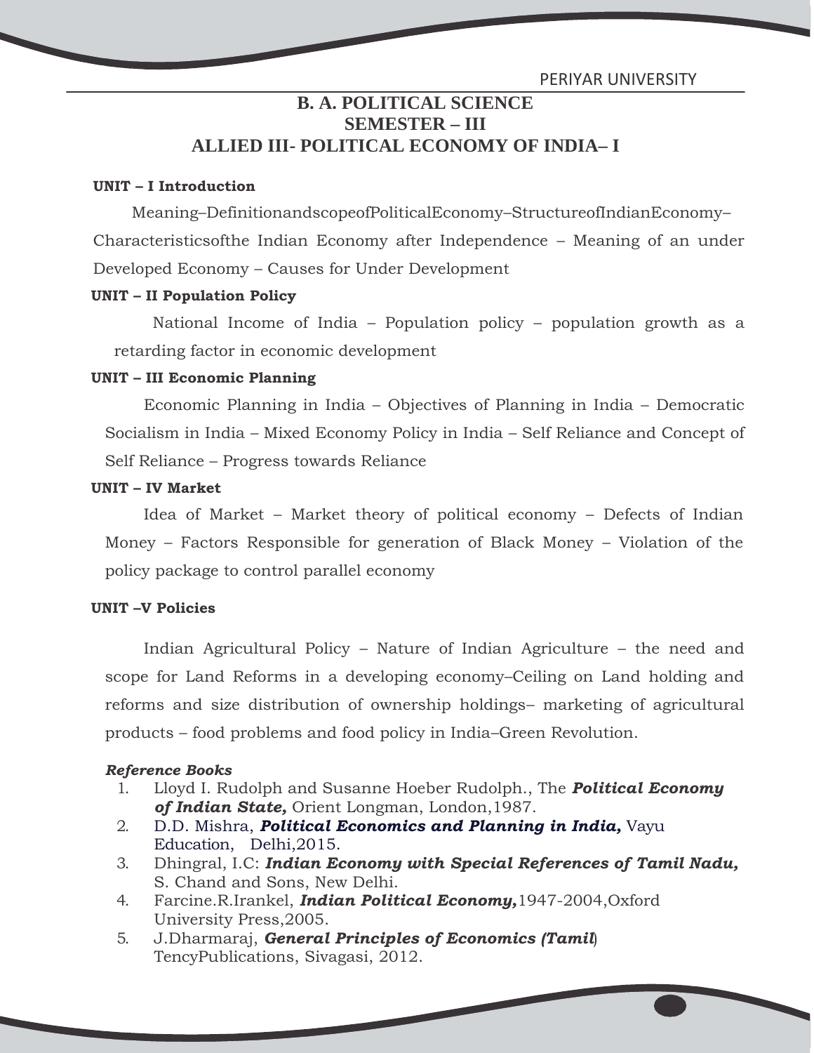# B. A. POLITICAL SCIENCE

## SEMESTER – III

## ALLIED III- POLITICAL ECONOMY OF INDIA– I

**UNIT – I Introduction**

Meaning–DefinitionandscopeofPoliticalEconomy–StructureofIndianEconomy–Characteristicsofthe Indian Economy after Independence – Meaning of an under Developed Economy – Causes for Under Development

**UNIT – II Population Policy**

National Income of India – Population policy – population growth as a retarding factor in economic development

**UNIT – III Economic Planning**

Economic Planning in India – Objectives of Planning in India – Democratic Socialism in India – Mixed Economy Policy in India – Self Reliance and Concept of Self Reliance – Progress towards Reliance

**UNIT – IV Market**

Idea of Market – Market theory of political economy – Defects of Indian Money – Factors Responsible for generation of Black Money – Violation of the policy package to control parallel economy

**UNIT –V Policies**

Indian Agricultural Policy – Nature of Indian Agriculture – the need and scope for Land Reforms in a developing economy–Ceiling on Land holding and reforms and size distribution of ownership holdings– marketing of agricultural products – food problems and food policy in India–Green Revolution.

***Reference Books***

1. Lloyd I. Rudolph and Susanne Hoeber Rudolph., The ***Political Economy of Indian State,*** Orient Longman, London,1987.
2. D.D. Mishra, ***Political Economics and Planning in India,*** Vayu Education, Delhi,2015.
3. Dhingral, I.C: ***Indian Economy with Special References of Tamil Nadu,*** S. Chand and Sons, New Delhi.
4. Farcine.R.Irankel, ***Indian Political Economy,***1947-2004,Oxford University Press,2005.
5. J.Dharmaraj, ***General Principles of Economics (Tamil)*** TencyPublications, Sivagasi, 2012.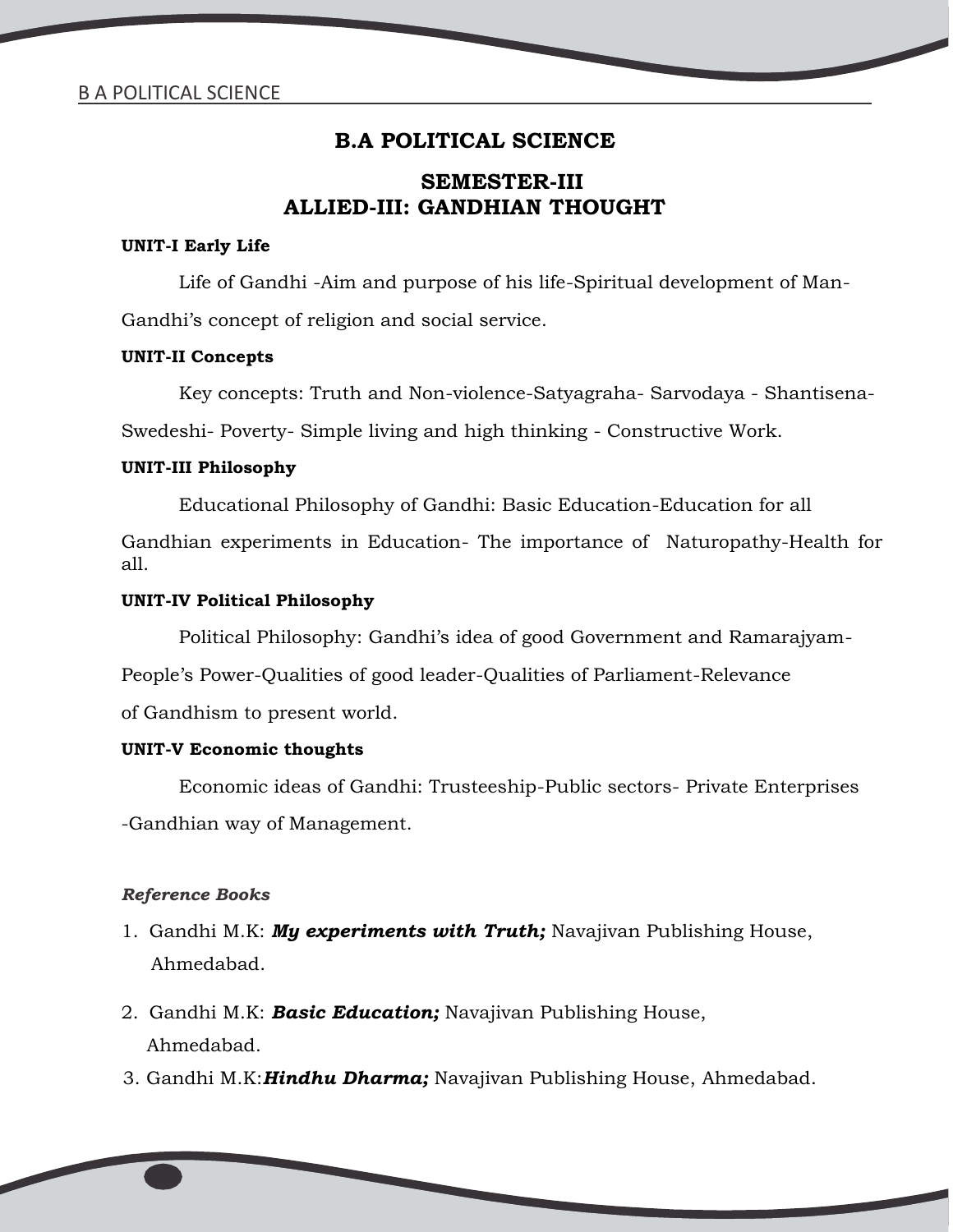## B.A POLITICAL SCIENCE

### SEMESTER-III
### ALLIED-III: GANDHIAN THOUGHT

**UNIT-I Early Life**

Life of Gandhi -Aim and purpose of his life-Spiritual development of Man-Gandhi's concept of religion and social service.

**UNIT-II Concepts**

Key concepts: Truth and Non-violence-Satyagraha- Sarvodaya - Shantisena-Swedeshi- Poverty- Simple living and high thinking - Constructive Work.

**UNIT-III Philosophy**

Educational Philosophy of Gandhi: Basic Education-Education for all Gandhian experiments in Education- The importance of Naturopathy-Health for all.

**UNIT-IV Political Philosophy**

Political Philosophy: Gandhi's idea of good Government and Ramarajyam-People's Power-Qualities of good leader-Qualities of Parliament-Relevance of Gandhism to present world.

**UNIT-V Economic thoughts**

Economic ideas of Gandhi: Trusteeship-Public sectors- Private Enterprises -Gandhian way of Management.

***Reference Books***

1. Gandhi M.K: ***My experiments with Truth;*** Navajivan Publishing House, Ahmedabad.
2. Gandhi M.K: ***Basic Education;*** Navajivan Publishing House, Ahmedabad.
3. Gandhi M.K:***Hindhu Dharma;*** Navajivan Publishing House, Ahmedabad.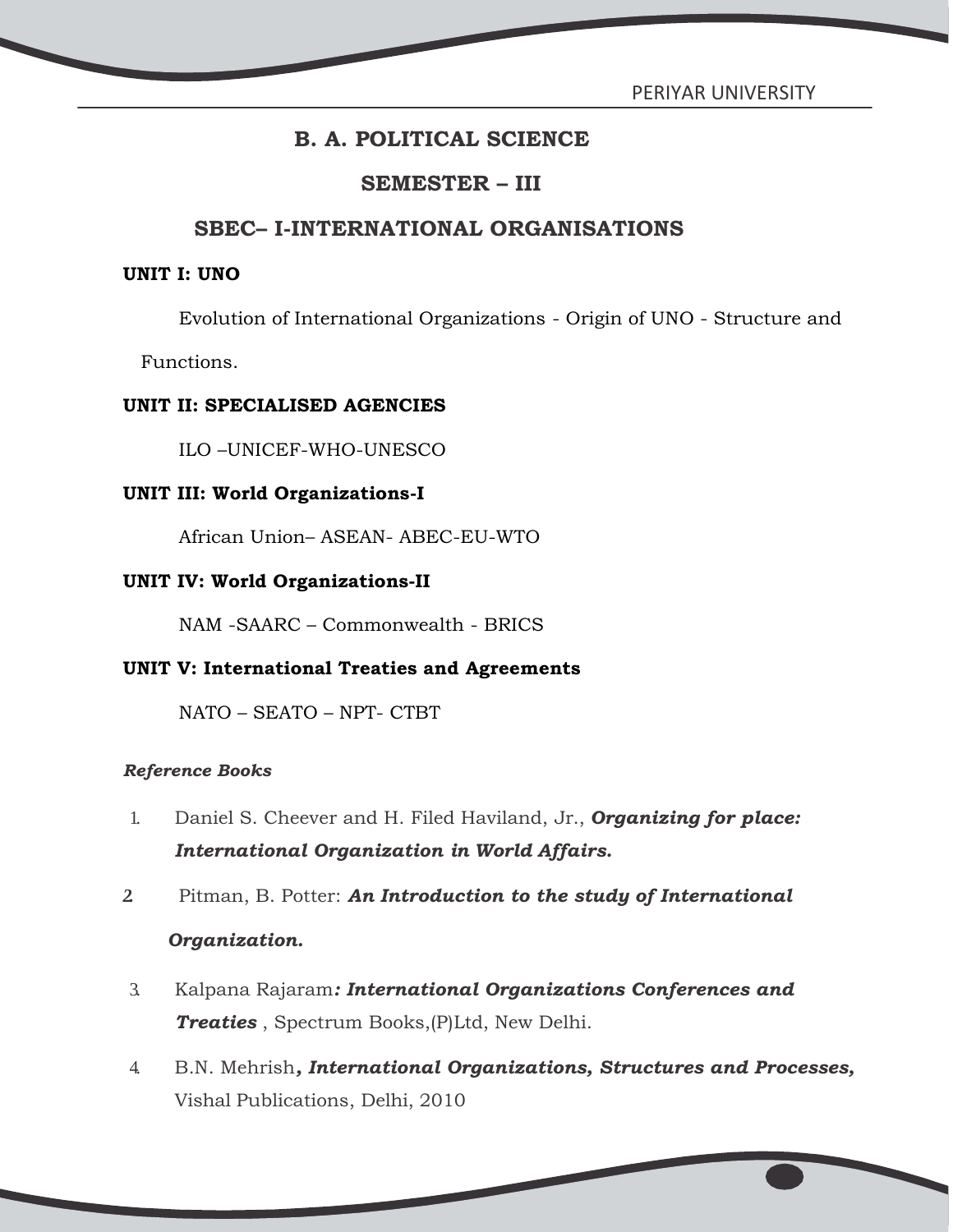# B. A. POLITICAL SCIENCE

## SEMESTER – III

## SBEC– I-INTERNATIONAL ORGANISATIONS

**UNIT I: UNO**

Evolution of International Organizations - Origin of UNO - Structure and Functions.

**UNIT II: SPECIALISED AGENCIES**

ILO –UNICEF-WHO-UNESCO

**UNIT III: World Organizations-I**

African Union– ASEAN- ABEC-EU-WTO

**UNIT IV: World Organizations-II**

NAM -SAARC – Commonwealth - BRICS

**UNIT V: International Treaties and Agreements**

NATO – SEATO – NPT- CTBT

***Reference Books***

1. Daniel S. Cheever and H. Filed Haviland, Jr., ***Organizing for place: International Organization in World Affairs.***
2. Pitman, B. Potter: ***An Introduction to the study of International Organization.***
3. Kalpana Rajaram***: International Organizations Conferences and Treaties*** , Spectrum Books,(P)Ltd, New Delhi.
4. B.N. Mehrish***, International Organizations, Structures and Processes,*** Vishal Publications, Delhi, 2010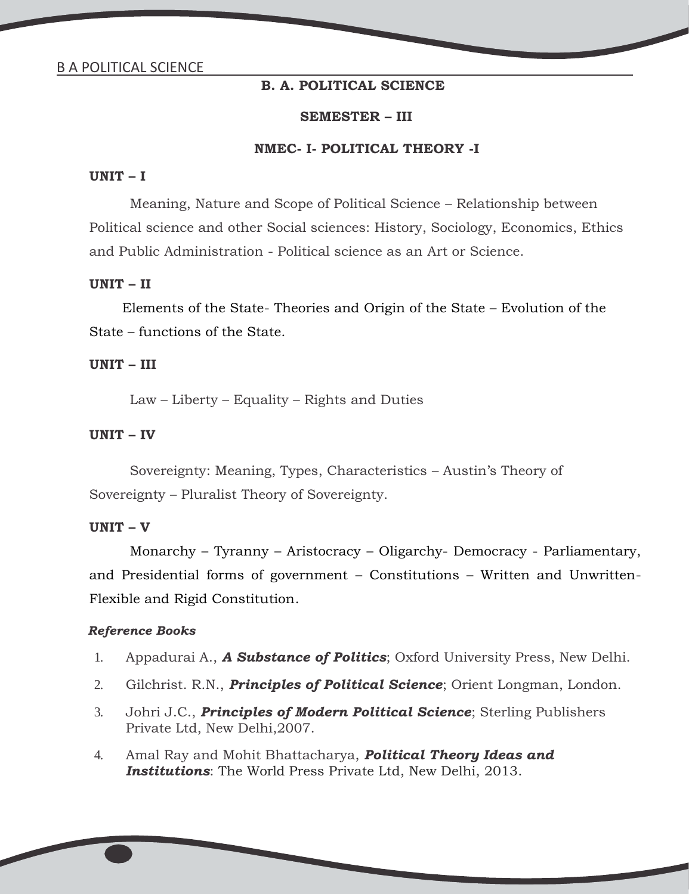# B. A. POLITICAL SCIENCE

## SEMESTER – III

## NMEC- I- POLITICAL THEORY -I

**UNIT – I**

Meaning, Nature and Scope of Political Science – Relationship between Political science and other Social sciences: History, Sociology, Economics, Ethics and Public Administration - Political science as an Art or Science.

**UNIT – II**

Elements of the State- Theories and Origin of the State – Evolution of the State – functions of the State.

**UNIT – III**

Law – Liberty – Equality – Rights and Duties

**UNIT – IV**

Sovereignty: Meaning, Types, Characteristics – Austin's Theory of Sovereignty – Pluralist Theory of Sovereignty.

**UNIT – V**

Monarchy – Tyranny – Aristocracy – Oligarchy- Democracy - Parliamentary, and Presidential forms of government – Constitutions – Written and Unwritten-Flexible and Rigid Constitution.

***Reference Books***

1. Appadurai A., ***A Substance of Politics***; Oxford University Press, New Delhi.
2. Gilchrist. R.N., ***Principles of Political Science***; Orient Longman, London.
3. Johri J.C., ***Principles of Modern Political Science***; Sterling Publishers Private Ltd, New Delhi,2007.
4. Amal Ray and Mohit Bhattacharya, ***Political Theory Ideas and Institutions***: The World Press Private Ltd, New Delhi, 2013.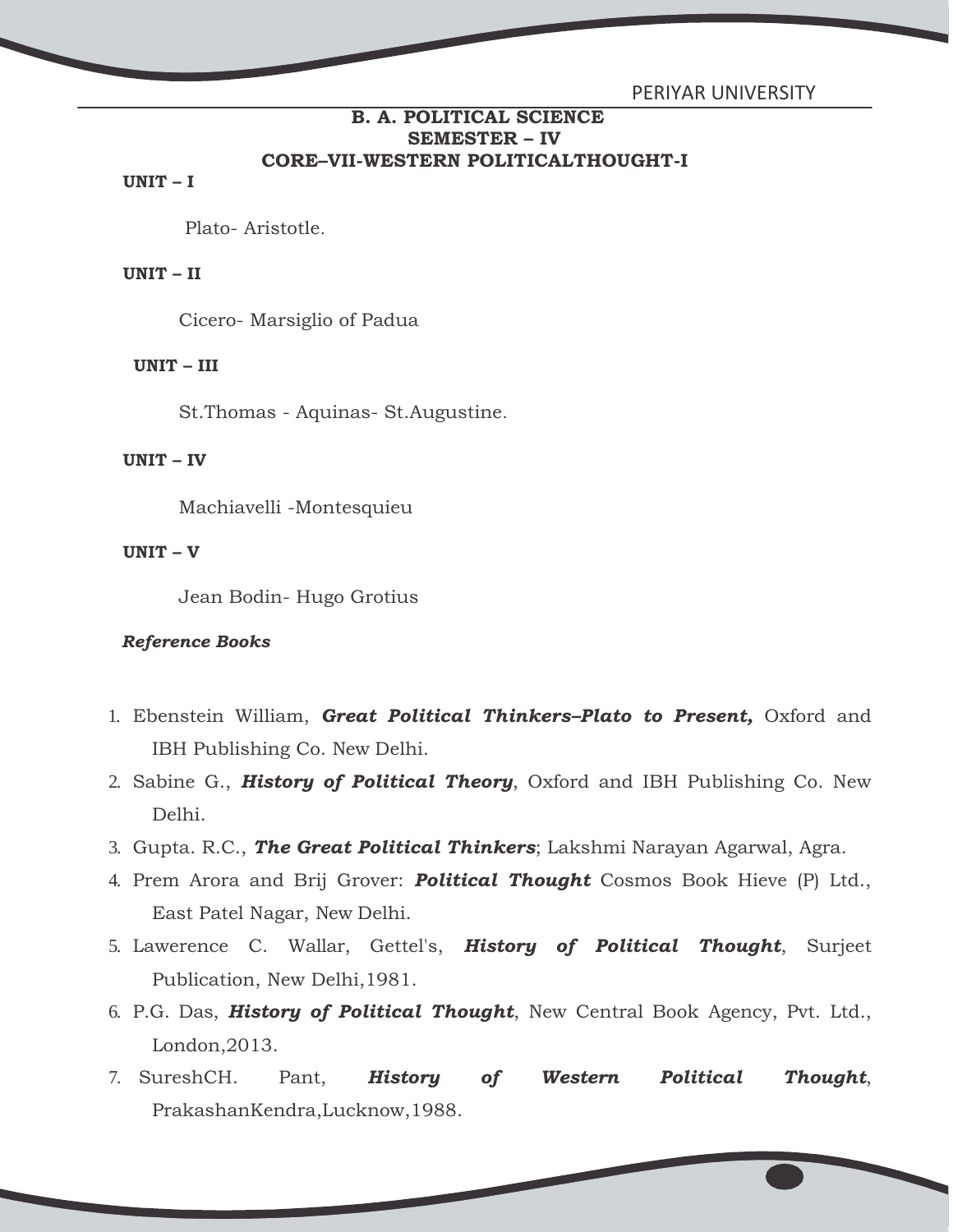## B. A. POLITICAL SCIENCE
## SEMESTER – IV
## CORE–VII-WESTERN POLITICALTHOUGHT-I

**UNIT – I**

Plato- Aristotle.

**UNIT – II**

Cicero- Marsiglio of Padua

**UNIT – III**

St.Thomas - Aquinas- St.Augustine.

**UNIT – IV**

Machiavelli -Montesquieu

**UNIT – V**

Jean Bodin- Hugo Grotius

***Reference Books***

1. Ebenstein William, ***Great Political Thinkers–Plato to Present,*** Oxford and IBH Publishing Co. New Delhi.
2. Sabine G., ***History of Political Theory***, Oxford and IBH Publishing Co. New Delhi.
3. Gupta. R.C., ***The Great Political Thinkers***; Lakshmi Narayan Agarwal, Agra.
4. Prem Arora and Brij Grover: ***Political Thought*** Cosmos Book Hieve (P) Ltd., East Patel Nagar, New Delhi.
5. Lawerence C. Wallar, Gettel's, ***History of Political Thought***, Surjeet Publication, New Delhi,1981.
6. P.G. Das, ***History of Political Thought***, New Central Book Agency, Pvt. Ltd., London,2013.
7. SureshCH. Pant, ***History of Western Political Thought***, PrakashanKendra,Lucknow,1988.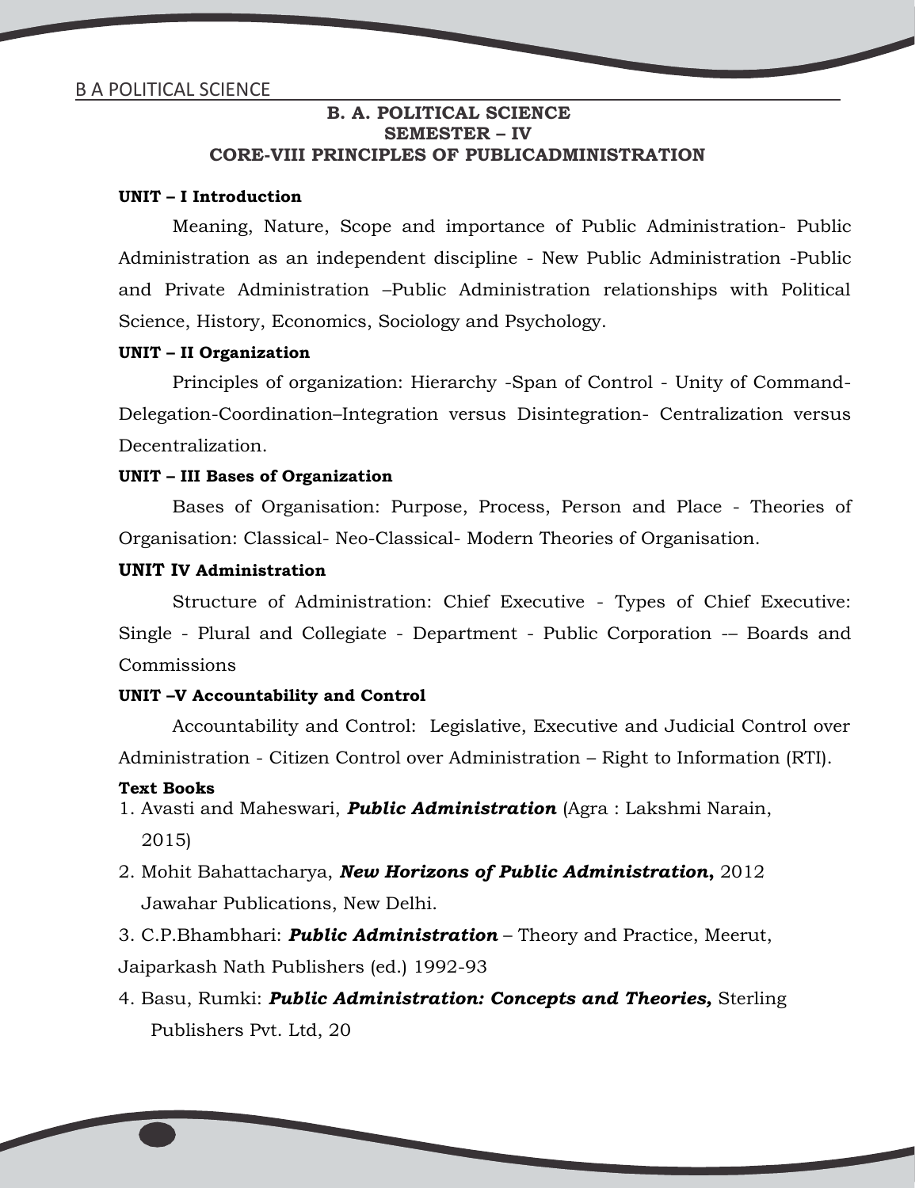# B. A. POLITICAL SCIENCE
## SEMESTER – IV
## CORE-VIII PRINCIPLES OF PUBLICADMINISTRATION

**UNIT – I Introduction**

Meaning, Nature, Scope and importance of Public Administration- Public Administration as an independent discipline - New Public Administration -Public and Private Administration –Public Administration relationships with Political Science, History, Economics, Sociology and Psychology.

**UNIT – II Organization**

Principles of organization: Hierarchy -Span of Control - Unity of Command-Delegation-Coordination–Integration versus Disintegration- Centralization versus Decentralization.

**UNIT – III Bases of Organization**

Bases of Organisation: Purpose, Process, Person and Place - Theories of Organisation: Classical- Neo-Classical- Modern Theories of Organisation.

**UNIT IV Administration**

Structure of Administration: Chief Executive - Types of Chief Executive: Single - Plural and Collegiate - Department - Public Corporation -– Boards and Commissions

**UNIT –V Accountability and Control**

Accountability and Control: Legislative, Executive and Judicial Control over Administration - Citizen Control over Administration – Right to Information (RTI).

**Text Books**

1. Avasti and Maheswari, ***Public Administration*** (Agra : Lakshmi Narain, 2015)
2. Mohit Bahattacharya, ***New Horizons of Public Administration,*** 2012 Jawahar Publications, New Delhi.
3. C.P.Bhambhari: ***Public Administration*** – Theory and Practice, Meerut, Jaiparkash Nath Publishers (ed.) 1992-93
4. Basu, Rumki: ***Public Administration: Concepts and Theories,*** Sterling Publishers Pvt. Ltd, 20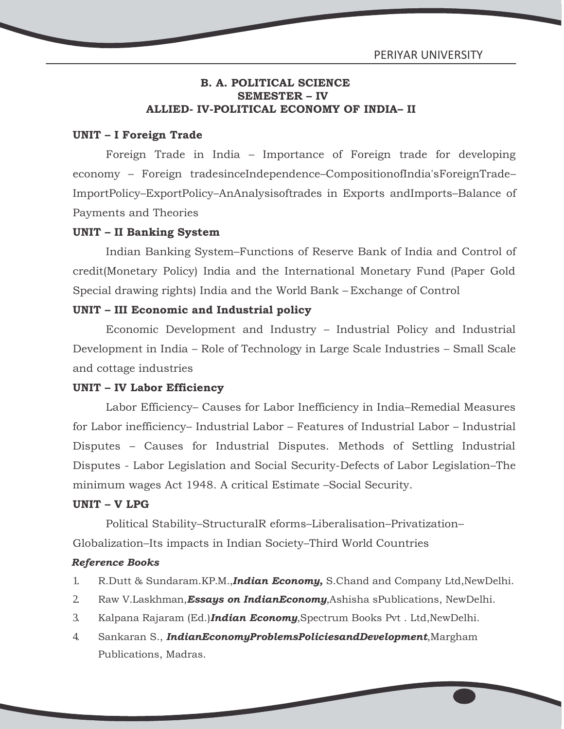**B. A. POLITICAL SCIENCE**
**SEMESTER – IV**
**ALLIED- IV-POLITICAL ECONOMY OF INDIA– II**

**UNIT – I Foreign Trade**

Foreign Trade in India – Importance of Foreign trade for developing economy – Foreign tradesinceIndependence–CompositionofIndia'sForeignTrade–ImportPolicy–ExportPolicy–AnAnalysisoftrades in Exports andImports–Balance of Payments and Theories

**UNIT – II Banking System**

Indian Banking System–Functions of Reserve Bank of India and Control of credit(Monetary Policy) India and the International Monetary Fund (Paper Gold Special drawing rights) India and the World Bank – Exchange of Control

**UNIT – III Economic and Industrial policy**

Economic Development and Industry – Industrial Policy and Industrial Development in India – Role of Technology in Large Scale Industries – Small Scale and cottage industries

**UNIT – IV Labor Efficiency**

Labor Efficiency– Causes for Labor Inefficiency in India–Remedial Measures for Labor inefficiency– Industrial Labor – Features of Industrial Labor – Industrial Disputes – Causes for Industrial Disputes. Methods of Settling Industrial Disputes - Labor Legislation and Social Security-Defects of Labor Legislation–The minimum wages Act 1948. A critical Estimate –Social Security.

**UNIT – V LPG**

Political Stability–StructuralR eforms–Liberalisation–Privatization–Globalization–Its impacts in Indian Society–Third World Countries

***Reference Books***

1. R.Dutt & Sundaram.KP.M.,***Indian Economy,*** S.Chand and Company Ltd,NewDelhi.
2. Raw V.Laskhman,***Essays on IndianEconomy***,Ashisha sPublications, NewDelhi.
3. Kalpana Rajaram (Ed.)***Indian Economy***,Spectrum Books Pvt . Ltd,NewDelhi.
4. Sankaran S., ***IndianEconomyProblemsPoliciesandDevelopment***,Margham Publications, Madras.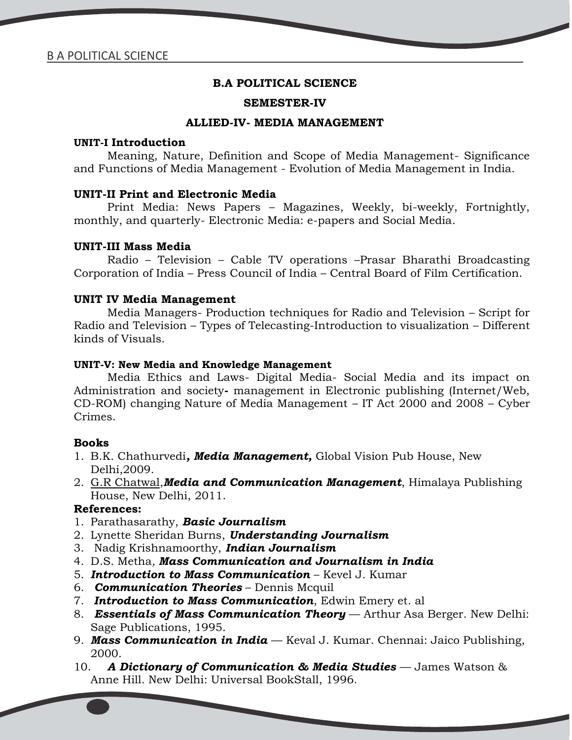## B.A POLITICAL SCIENCE

## SEMESTER-IV

## ALLIED-IV- MEDIA MANAGEMENT

**UNIT-I Introduction**

Meaning, Nature, Definition and Scope of Media Management- Significance and Functions of Media Management - Evolution of Media Management in India.

**UNIT-II Print and Electronic Media**

Print Media: News Papers – Magazines, Weekly, bi-weekly, Fortnightly, monthly, and quarterly- Electronic Media: e-papers and Social Media.

**UNIT-III Mass Media**

Radio – Television – Cable TV operations –Prasar Bharathi Broadcasting Corporation of India – Press Council of India – Central Board of Film Certification.

**UNIT IV Media Management**

Media Managers- Production techniques for Radio and Television – Script for Radio and Television – Types of Telecasting-Introduction to visualization – Different kinds of Visuals.

**UNIT-V: New Media and Knowledge Management**

Media Ethics and Laws- Digital Media- Social Media and its impact on Administration and society**-** management in Electronic publishing (Internet/Web, CD-ROM) changing Nature of Media Management – IT Act 2000 and 2008 – Cyber Crimes.

**Books**

1. B.K. Chathurvedi***, Media Management,*** Global Vision Pub House, New Delhi,2009.
2. G.R Chatwal,***Media and Communication Management***, Himalaya Publishing House, New Delhi, 2011.

**References:**

1. Parathasarathy, ***Basic Journalism***
2. Lynette Sheridan Burns, ***Understanding Journalism***
3. Nadig Krishnamoorthy, ***Indian Journalism***
4. D.S. Metha*,* ***Mass Communication and Journalism in India***
5. ***Introduction to Mass Communication*** – Kevel J. Kumar
6. ***Communication Theories*** – Dennis Mcquil
7. ***Introduction to Mass Communication***, Edwin Emery et. al
8. ***Essentials of Mass Communication Theory*** — Arthur Asa Berger. New Delhi: Sage Publications, 1995.
9. ***Mass Communication in India*** — Keval J. Kumar. Chennai: Jaico Publishing, 2000.
10. ***A Dictionary of Communication & Media Studies*** — James Watson & Anne Hill. New Delhi: Universal BookStall, 1996.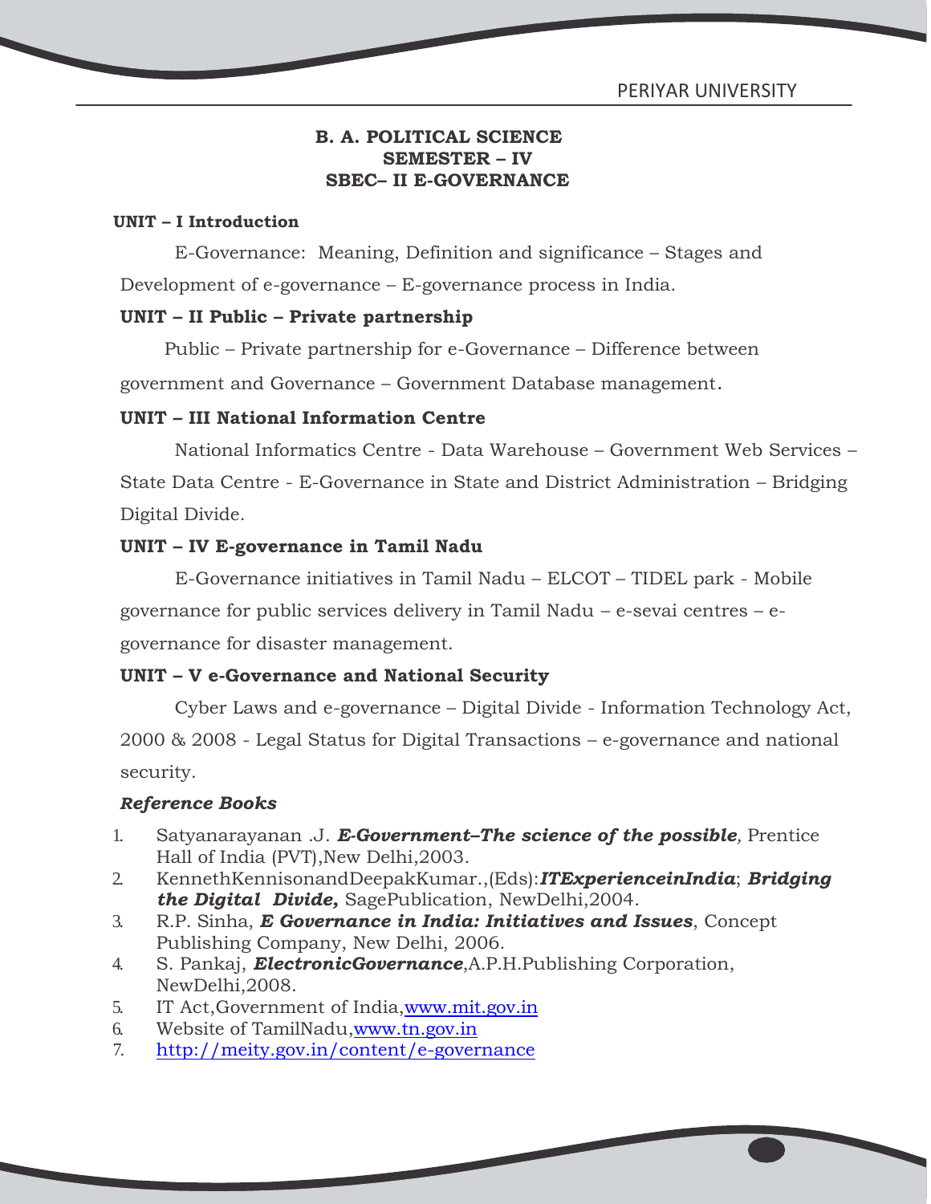**B. A. POLITICAL SCIENCE**
**SEMESTER – IV**
**SBEC– II E-GOVERNANCE**

**UNIT – I Introduction**

E-Governance: Meaning, Definition and significance – Stages and Development of e-governance – E-governance process in India.

**UNIT – II Public – Private partnership**

Public – Private partnership for e-Governance – Difference between government and Governance – Government Database management.

**UNIT – III National Information Centre**

National Informatics Centre - Data Warehouse – Government Web Services – State Data Centre - E-Governance in State and District Administration – Bridging Digital Divide.

**UNIT – IV E-governance in Tamil Nadu**

E-Governance initiatives in Tamil Nadu – ELCOT – TIDEL park - Mobile governance for public services delivery in Tamil Nadu – e-sevai centres – e-governance for disaster management.

**UNIT – V e-Governance and National Security**

Cyber Laws and e-governance – Digital Divide - Information Technology Act, 2000 & 2008 - Legal Status for Digital Transactions – e-governance and national security.

***Reference Books***

1. Satyanarayanan .J. ***E-Government–The science of the possible****,* Prentice Hall of India (PVT),New Delhi,2003.
2. KennethKennisonandDeepakKumar.,(Eds):***ITExperienceinIndia***; ***Bridging the Digital Divide,*** SagePublication, NewDelhi,2004.
3. R.P. Sinha, ***E Governance in India: Initiatives and Issues***, Concept Publishing Company, New Delhi, 2006.
4. S. Pankaj, ***ElectronicGovernance***,A.P.H.Publishing Corporation, NewDelhi,2008.
5. IT Act,Government of India,www.mit.gov.in
6. Website of TamilNadu,www.tn.gov.in
7. http://meity.gov.in/content/e-governance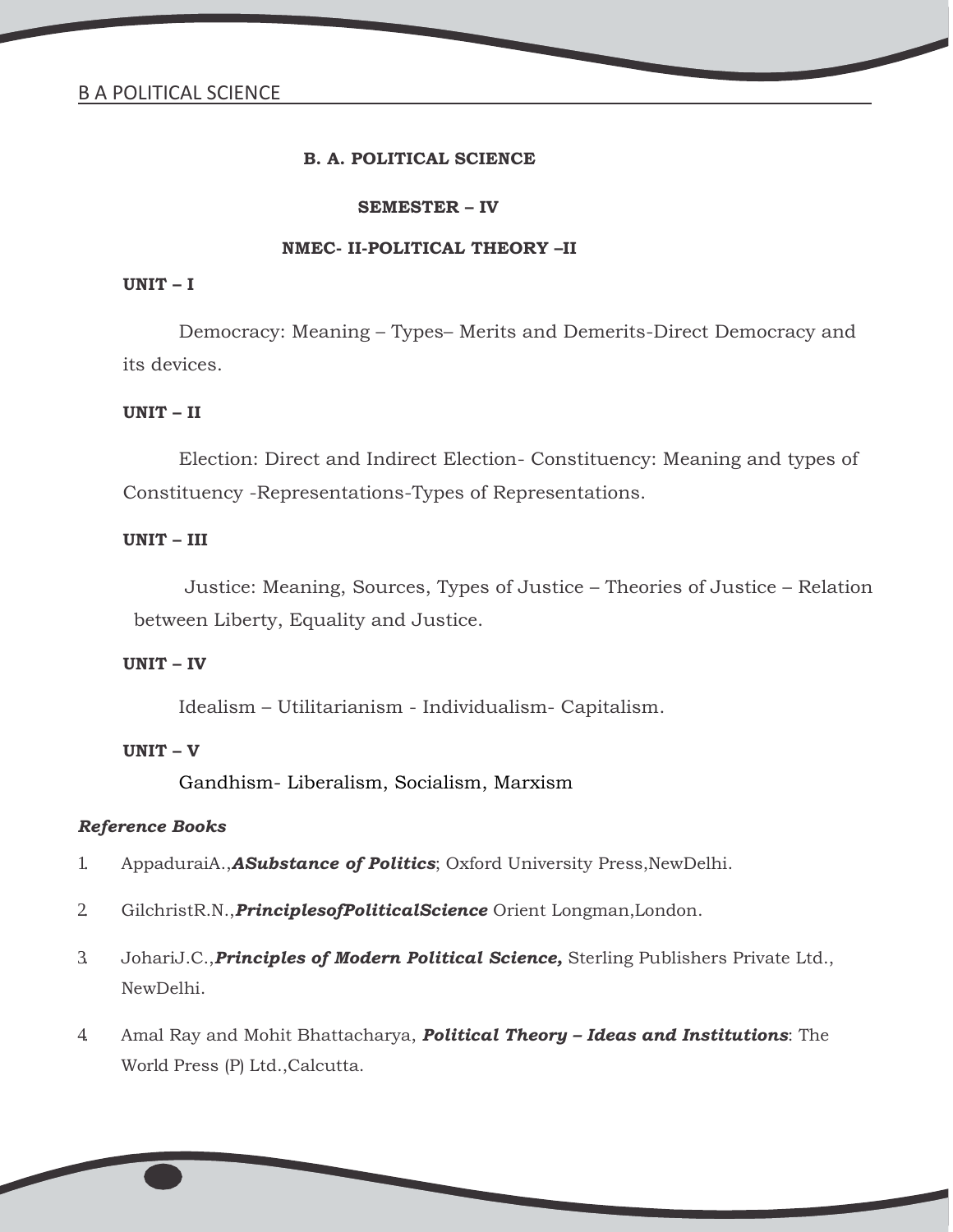# B. A. POLITICAL SCIENCE

## SEMESTER – IV

## NMEC- II-POLITICAL THEORY –II

**UNIT – I**

Democracy: Meaning – Types– Merits and Demerits-Direct Democracy and its devices.

**UNIT – II**

Election: Direct and Indirect Election- Constituency: Meaning and types of Constituency -Representations-Types of Representations.

**UNIT – III**

Justice: Meaning, Sources, Types of Justice – Theories of Justice – Relation between Liberty, Equality and Justice.

**UNIT – IV**

Idealism – Utilitarianism - Individualism- Capitalism.

**UNIT – V**

Gandhism- Liberalism, Socialism, Marxism

***Reference Books***

1. AppaduraiA.,***ASubstance of Politics***; Oxford University Press,NewDelhi.
2. GilchristR.N.,***PrinciplesofPoliticalScience*** Orient Longman,London.
3. JohariJ.C.,***Principles of Modern Political Science,*** Sterling Publishers Private Ltd., NewDelhi.
4. Amal Ray and Mohit Bhattacharya, ***Political Theory – Ideas and Institutions***: The World Press (P) Ltd.,Calcutta.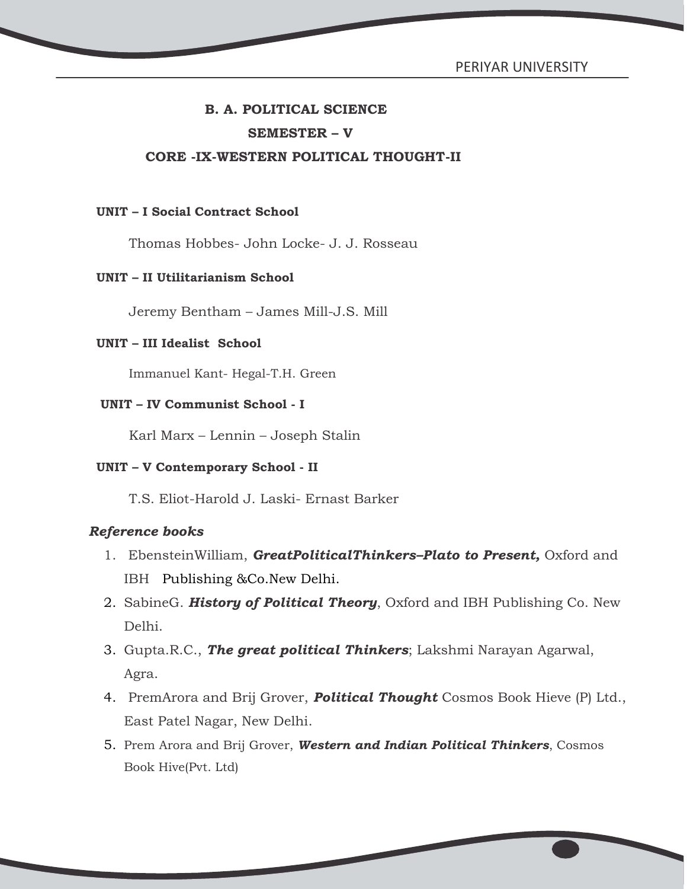# B. A. POLITICAL SCIENCE

## SEMESTER – V

## CORE -IX-WESTERN POLITICAL THOUGHT-II

**UNIT – I Social Contract School**

Thomas Hobbes- John Locke- J. J. Rosseau

**UNIT – II Utilitarianism School**

Jeremy Bentham – James Mill-J.S. Mill

**UNIT – III Idealist School**

Immanuel Kant- Hegal-T.H. Green

**UNIT – IV Communist School - I**

Karl Marx – Lennin – Joseph Stalin

**UNIT – V Contemporary School - II**

T.S. Eliot-Harold J. Laski- Ernast Barker

***Reference books***

1. EbensteinWilliam, ***GreatPoliticalThinkers–Plato to Present,*** Oxford and IBH Publishing &Co.New Delhi.
2. SabineG. ***History of Political Theory***, Oxford and IBH Publishing Co. New Delhi.
3. Gupta.R.C., ***The great political Thinkers***; Lakshmi Narayan Agarwal, Agra.
4. PremArora and Brij Grover, ***Political Thought*** Cosmos Book Hieve (P) Ltd., East Patel Nagar, New Delhi.
5. Prem Arora and Brij Grover, ***Western and Indian Political Thinkers***, Cosmos Book Hive(Pvt. Ltd)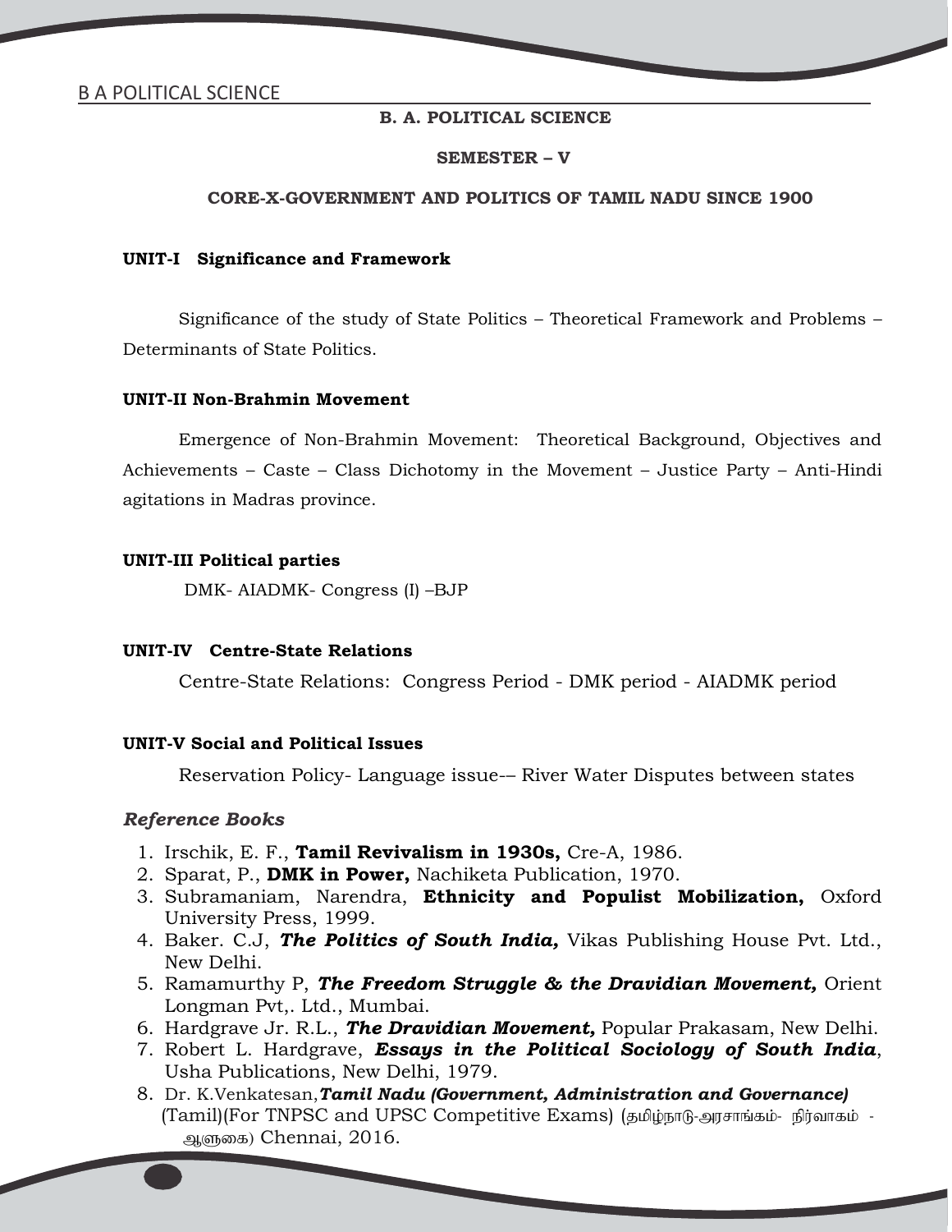**B. A. POLITICAL SCIENCE**

**SEMESTER – V**

**CORE-X-GOVERNMENT AND POLITICS OF TAMIL NADU SINCE 1900**

**UNIT-I Significance and Framework**

Significance of the study of State Politics – Theoretical Framework and Problems – Determinants of State Politics.

**UNIT-II Non-Brahmin Movement**

Emergence of Non-Brahmin Movement: Theoretical Background, Objectives and Achievements – Caste – Class Dichotomy in the Movement – Justice Party – Anti-Hindi agitations in Madras province.

**UNIT-III Political parties**

DMK- AIADMK- Congress (I) –BJP

**UNIT-IV Centre-State Relations**

Centre-State Relations: Congress Period - DMK period - AIADMK period

**UNIT-V Social and Political Issues**

Reservation Policy- Language issue-– River Water Disputes between states

***Reference Books***

1. Irschik, E. F., **Tamil Revivalism in 1930s,** Cre-A, 1986.
2. Sparat, P., **DMK in Power,** Nachiketa Publication, 1970.
3. Subramaniam, Narendra, **Ethnicity and Populist Mobilization,** Oxford University Press, 1999.
4. Baker. C.J, ***The Politics of South India,*** Vikas Publishing House Pvt. Ltd., New Delhi.
5. Ramamurthy P, ***The Freedom Struggle & the Dravidian Movement,*** Orient Longman Pvt,. Ltd., Mumbai.
6. Hardgrave Jr. R.L., ***The Dravidian Movement,*** Popular Prakasam, New Delhi.
7. Robert L. Hardgrave, ***Essays in the Political Sociology of South India***, Usha Publications, New Delhi, 1979.
8. Dr. K.Venkatesan,***Tamil Nadu (Government, Administration and Governance)*** (Tamil)(For TNPSC and UPSC Competitive Exams) (தமிழ்நாடு-அரசாங்கம்- நிர்வாகம் - ஆளுகை) Chennai, 2016.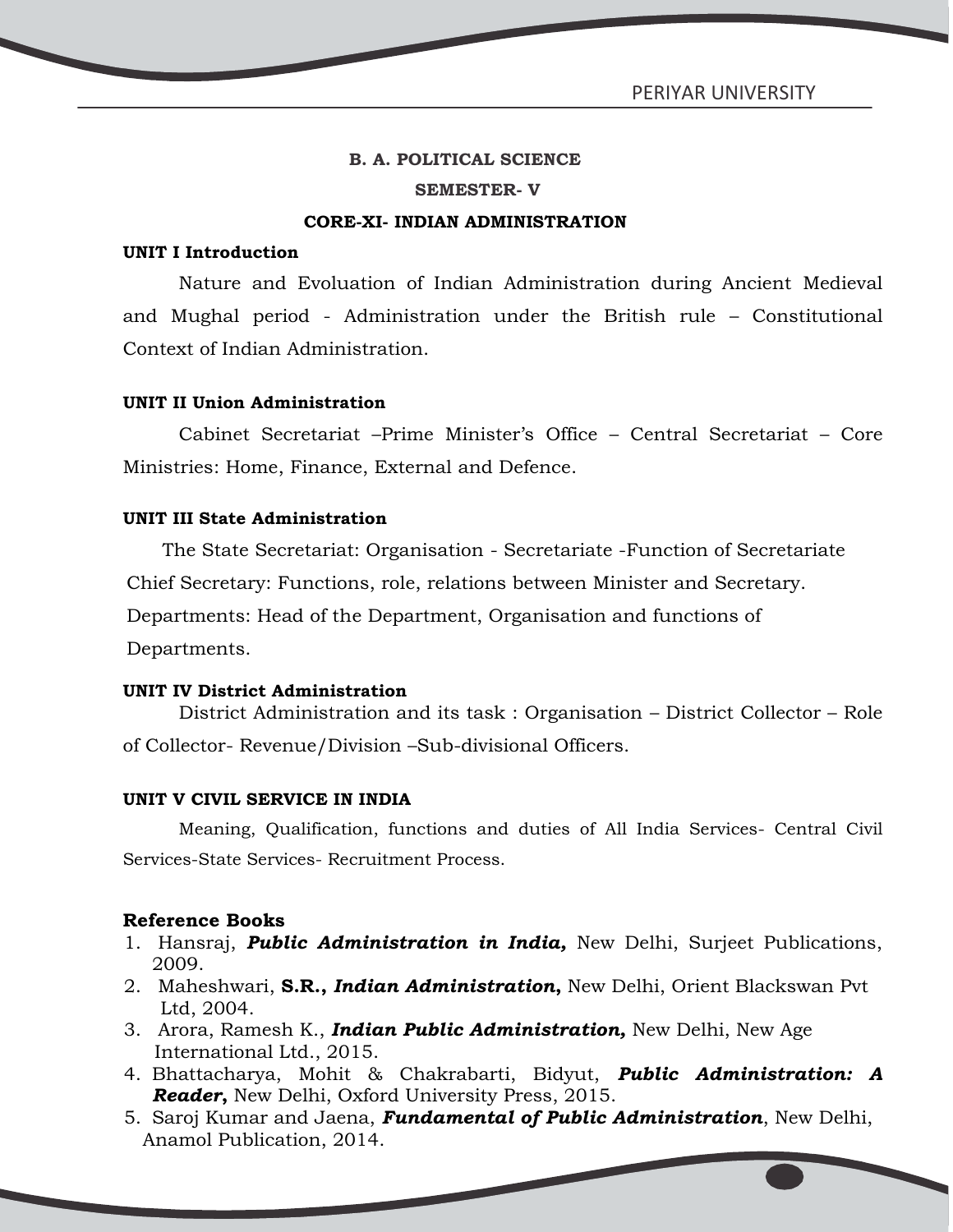**B. A. POLITICAL SCIENCE**

**SEMESTER- V**

**CORE-XI- INDIAN ADMINISTRATION**

**UNIT I Introduction**

Nature and Evoluation of Indian Administration during Ancient Medieval and Mughal period - Administration under the British rule – Constitutional Context of Indian Administration.

**UNIT II Union Administration**

Cabinet Secretariat –Prime Minister's Office – Central Secretariat – Core Ministries: Home, Finance, External and Defence.

**UNIT III State Administration**

The State Secretariat: Organisation - Secretariate -Function of Secretariate

Chief Secretary: Functions, role, relations between Minister and Secretary.

Departments: Head of the Department, Organisation and functions of Departments.

**UNIT IV District Administration**

District Administration and its task : Organisation – District Collector – Role of Collector- Revenue/Division –Sub-divisional Officers.

**UNIT V CIVIL SERVICE IN INDIA**

Meaning, Qualification, functions and duties of All India Services- Central Civil Services-State Services- Recruitment Process.

**Reference Books**

1. Hansraj, ***Public Administration in India,*** New Delhi, Surjeet Publications, 2009.
2. Maheshwari, **S.R.,** ***Indian Administration,*** New Delhi, Orient Blackswan Pvt Ltd, 2004.
3. Arora, Ramesh K., ***Indian Public Administration,*** New Delhi, New Age International Ltd., 2015.
4. Bhattacharya, Mohit & Chakrabarti, Bidyut, ***Public Administration: A Reader,*** New Delhi, Oxford University Press, 2015.
5. Saroj Kumar and Jaena, ***Fundamental of Public Administration***, New Delhi, Anamol Publication, 2014.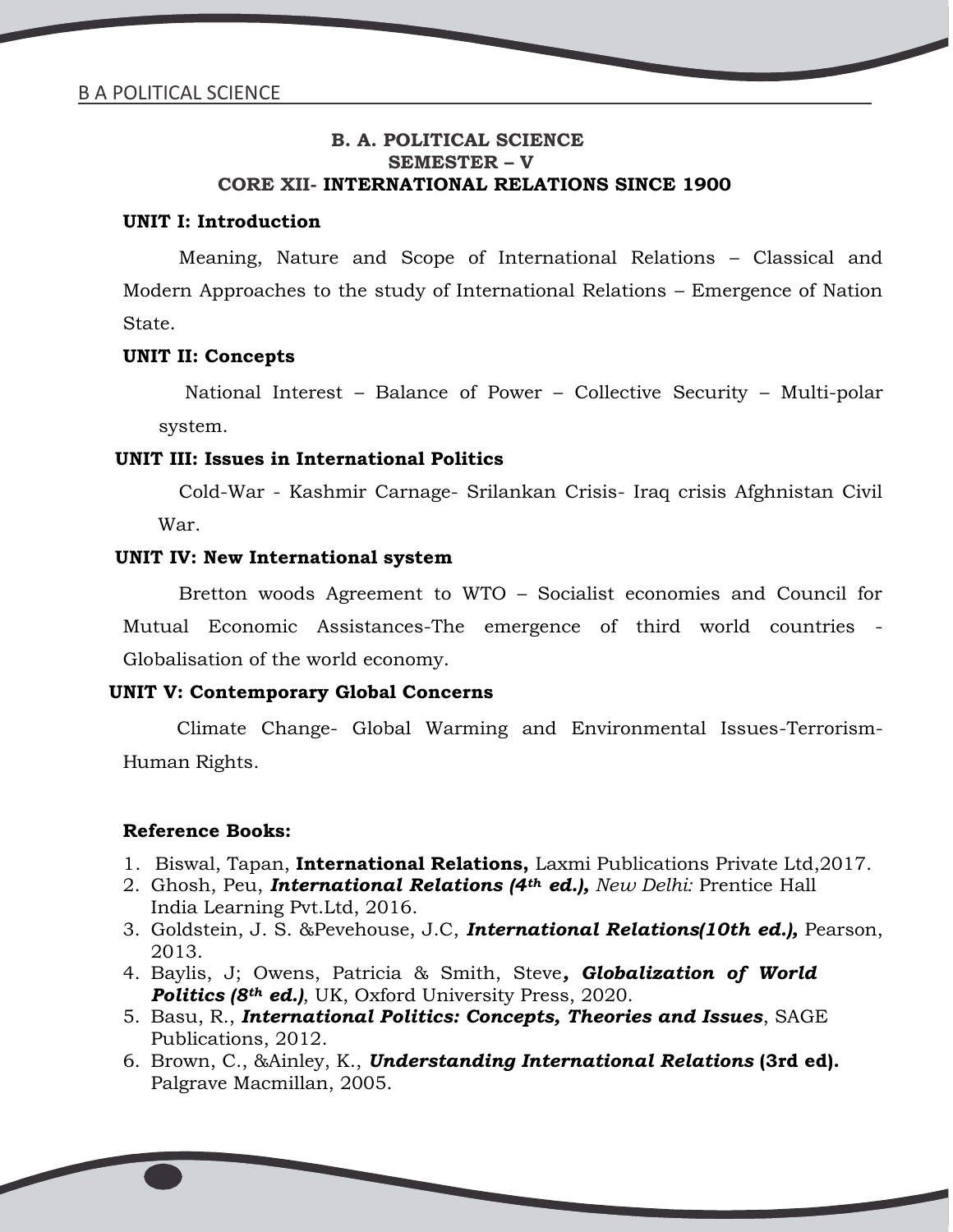## B. A. POLITICAL SCIENCE
## SEMESTER – V
## CORE XII- INTERNATIONAL RELATIONS SINCE 1900

**UNIT I: Introduction**

Meaning, Nature and Scope of International Relations – Classical and Modern Approaches to the study of International Relations – Emergence of Nation State.

**UNIT II: Concepts**

National Interest – Balance of Power – Collective Security – Multi-polar system.

**UNIT III: Issues in International Politics**

Cold-War - Kashmir Carnage- Srilankan Crisis- Iraq crisis Afghnistan Civil War.

**UNIT IV: New International system**

Bretton woods Agreement to WTO – Socialist economies and Council for Mutual Economic Assistances-The emergence of third world countries - Globalisation of the world economy.

**UNIT V: Contemporary Global Concerns**

Climate Change- Global Warming and Environmental Issues-Terrorism-Human Rights.

**Reference Books:**

1. Biswal, Tapan, **International Relations,** Laxmi Publications Private Ltd,2017.
2. Ghosh, Peu, ***International Relations (4th ed.),*** *New Delhi:* Prentice Hall India Learning Pvt.Ltd, 2016.
3. Goldstein, J. S. &Pevehouse, J.C, ***International Relations(10th ed.),*** Pearson, 2013.
4. Baylis, J; Owens, Patricia & Smith, Steve***, Globalization of World Politics (8th ed.)***, UK, Oxford University Press, 2020.
5. Basu, R., ***International Politics: Concepts, Theories and Issues***, SAGE Publications, 2012.
6. Brown, C., &Ainley, K., ***Understanding International Relations*** **(3rd ed).** Palgrave Macmillan, 2005.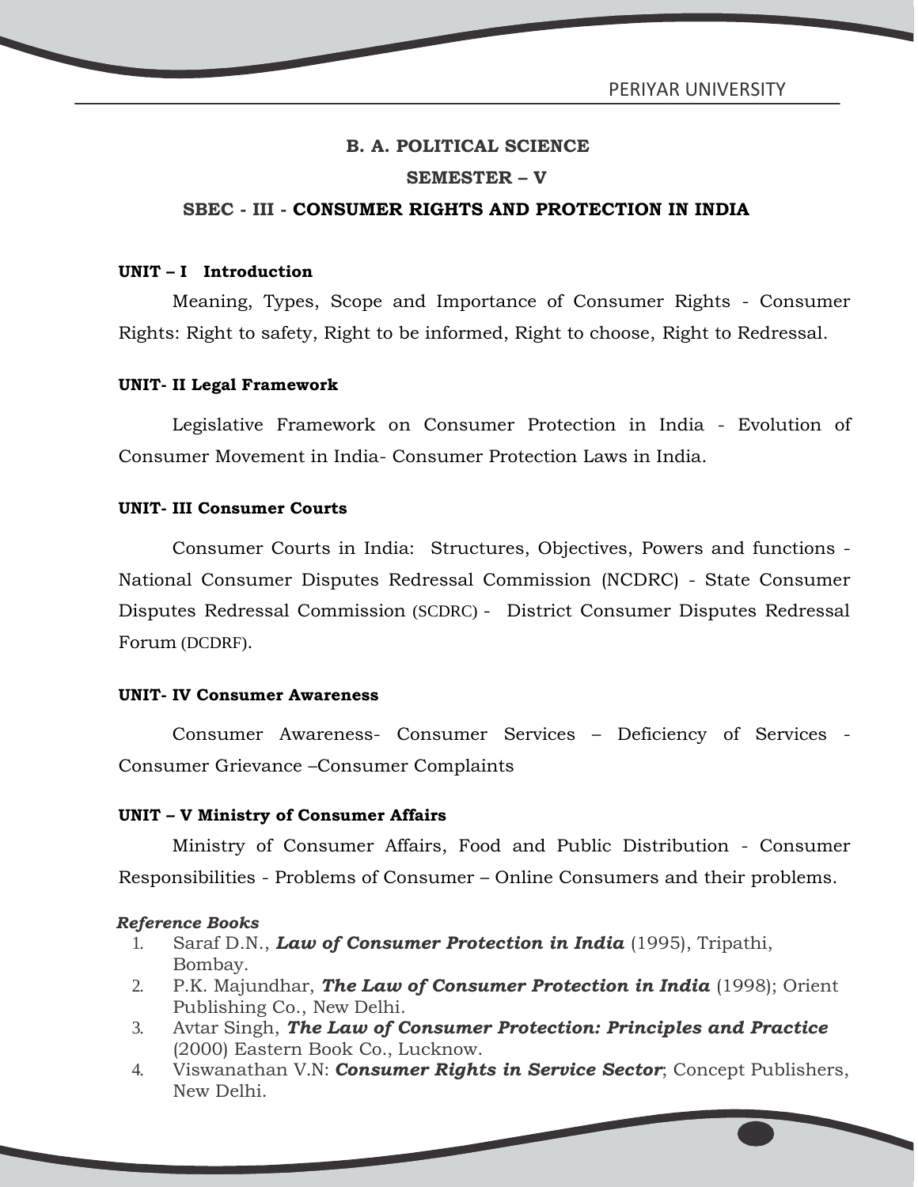## B. A. POLITICAL SCIENCE

## SEMESTER – V

## SBEC - III - CONSUMER RIGHTS AND PROTECTION IN INDIA

**UNIT – I Introduction**

Meaning, Types, Scope and Importance of Consumer Rights - Consumer Rights: Right to safety, Right to be informed, Right to choose, Right to Redressal.

**UNIT- II Legal Framework**

Legislative Framework on Consumer Protection in India - Evolution of Consumer Movement in India- Consumer Protection Laws in India.

**UNIT- III Consumer Courts**

Consumer Courts in India: Structures, Objectives, Powers and functions - National Consumer Disputes Redressal Commission (NCDRC) - State Consumer Disputes Redressal Commission (SCDRC) - District Consumer Disputes Redressal Forum (DCDRF).

**UNIT- IV Consumer Awareness**

Consumer Awareness- Consumer Services – Deficiency of Services - Consumer Grievance –Consumer Complaints

**UNIT – V Ministry of Consumer Affairs**

Ministry of Consumer Affairs, Food and Public Distribution - Consumer Responsibilities - Problems of Consumer – Online Consumers and their problems.

***Reference Books***

1. Saraf D.N., ***Law of Consumer Protection in India*** (1995), Tripathi, Bombay.
2. P.K. Majundhar, ***The Law of Consumer Protection in India*** (1998); Orient Publishing Co., New Delhi.
3. Avtar Singh, ***The Law of Consumer Protection: Principles and Practice*** (2000) Eastern Book Co., Lucknow.
4. Viswanathan V.N: ***Consumer Rights in Service Sector***; Concept Publishers, New Delhi.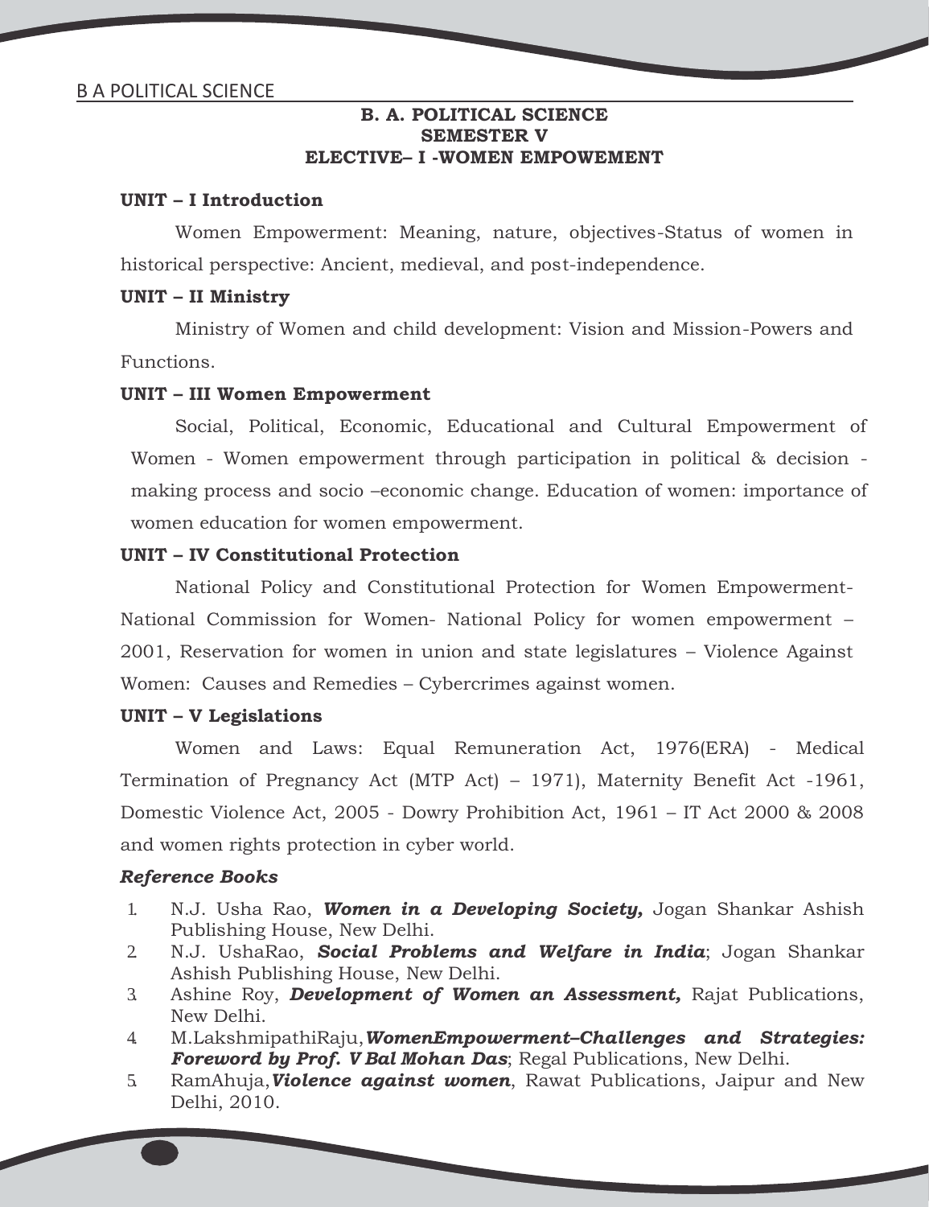## B. A. POLITICAL SCIENCE
## SEMESTER V
## ELECTIVE– I -WOMEN EMPOWEMENT

**UNIT – I Introduction**

Women Empowerment: Meaning, nature, objectives-Status of women in historical perspective: Ancient, medieval, and post-independence.

**UNIT – II Ministry**

Ministry of Women and child development: Vision and Mission-Powers and Functions.

**UNIT – III Women Empowerment**

Social, Political, Economic, Educational and Cultural Empowerment of Women - Women empowerment through participation in political & decision - making process and socio –economic change. Education of women: importance of women education for women empowerment.

**UNIT – IV Constitutional Protection**

National Policy and Constitutional Protection for Women Empowerment-National Commission for Women- National Policy for women empowerment – 2001, Reservation for women in union and state legislatures – Violence Against Women: Causes and Remedies – Cybercrimes against women.

**UNIT – V Legislations**

Women and Laws: Equal Remuneration Act, 1976(ERA) - Medical Termination of Pregnancy Act (MTP Act) – 1971), Maternity Benefit Act -1961, Domestic Violence Act, 2005 - Dowry Prohibition Act, 1961 – IT Act 2000 & 2008 and women rights protection in cyber world.

***Reference Books***

1. N.J. Usha Rao, ***Women in a Developing Society,*** Jogan Shankar Ashish Publishing House, New Delhi.
2. N.J. UshaRao, ***Social Problems and Welfare in India***; Jogan Shankar Ashish Publishing House, New Delhi.
3. Ashine Roy, ***Development of Women an Assessment,*** Rajat Publications, New Delhi.
4. M.LakshmipathiRaju,***WomenEmpowerment–Challenges and Strategies: Foreword by Prof. V Bal Mohan Das***; Regal Publications, New Delhi.
5. RamAhuja,***Violence against women***, Rawat Publications, Jaipur and New Delhi, 2010.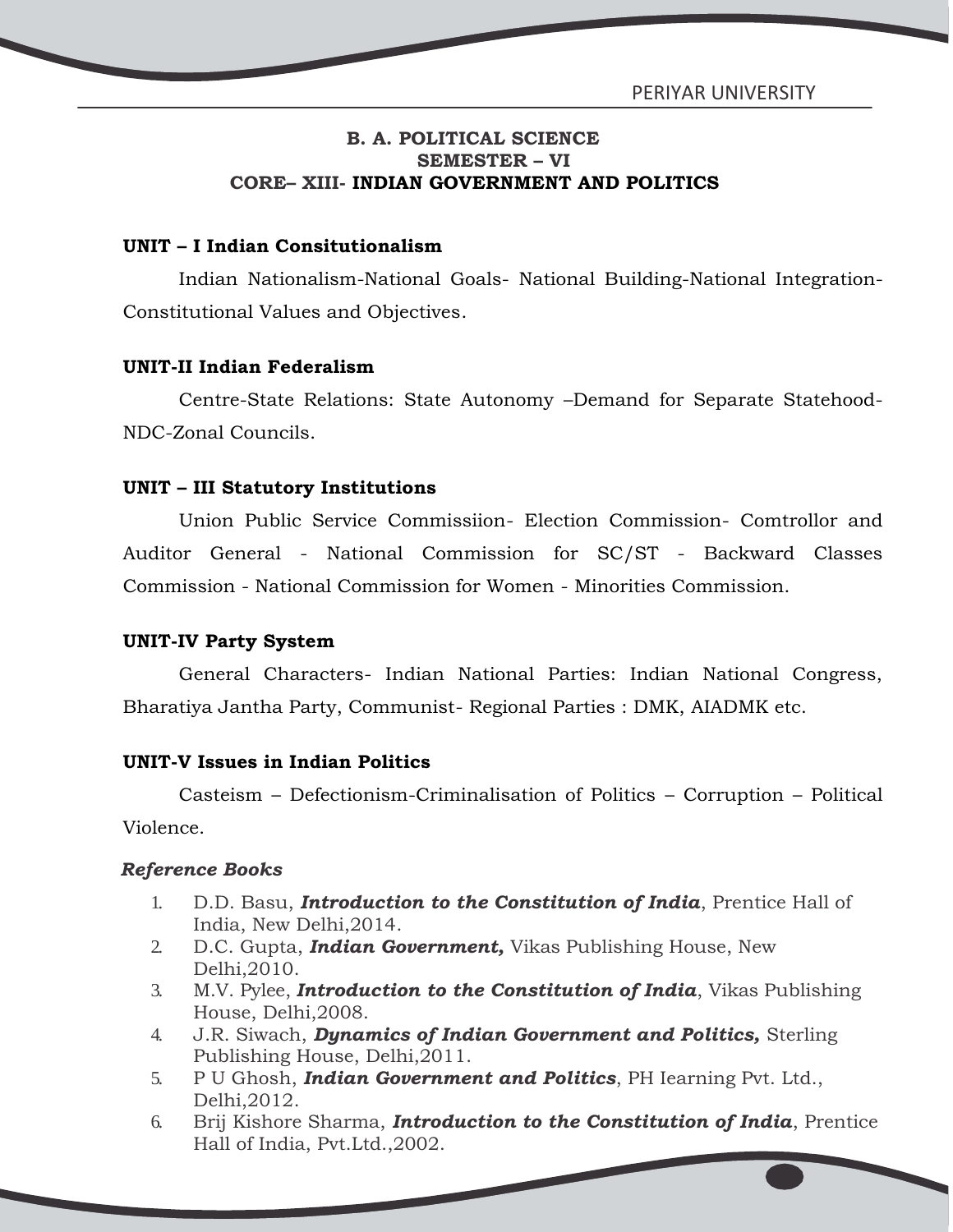# B. A. POLITICAL SCIENCE

## SEMESTER – VI

## CORE– XIII- INDIAN GOVERNMENT AND POLITICS

### UNIT – I Indian Consitutionalism

Indian Nationalism-National Goals- National Building-National Integration-Constitutional Values and Objectives.

### UNIT-II Indian Federalism

Centre-State Relations: State Autonomy –Demand for Separate Statehood-NDC-Zonal Councils.

### UNIT – III Statutory Institutions

Union Public Service Commissiion- Election Commission- Comtrollor and Auditor General - National Commission for SC/ST - Backward Classes Commission - National Commission for Women - Minorities Commission.

### UNIT-IV Party System

General Characters- Indian National Parties: Indian National Congress, Bharatiya Jantha Party, Communist- Regional Parties : DMK, AIADMK etc.

### UNIT-V Issues in Indian Politics

Casteism – Defectionism-Criminalisation of Politics – Corruption – Political Violence.

***Reference Books***

1. D.D. Basu, ***Introduction to the Constitution of India***, Prentice Hall of India, New Delhi,2014.
2. D.C. Gupta, ***Indian Government,*** Vikas Publishing House, New Delhi,2010.
3. M.V. Pylee, ***Introduction to the Constitution of India***, Vikas Publishing House, Delhi,2008.
4. J.R. Siwach, ***Dynamics of Indian Government and Politics,*** Sterling Publishing House, Delhi,2011.
5. P U Ghosh, ***Indian Government and Politics***, PH Iearning Pvt. Ltd., Delhi,2012.
6. Brij Kishore Sharma, ***Introduction to the Constitution of India***, Prentice Hall of India, Pvt.Ltd.,2002.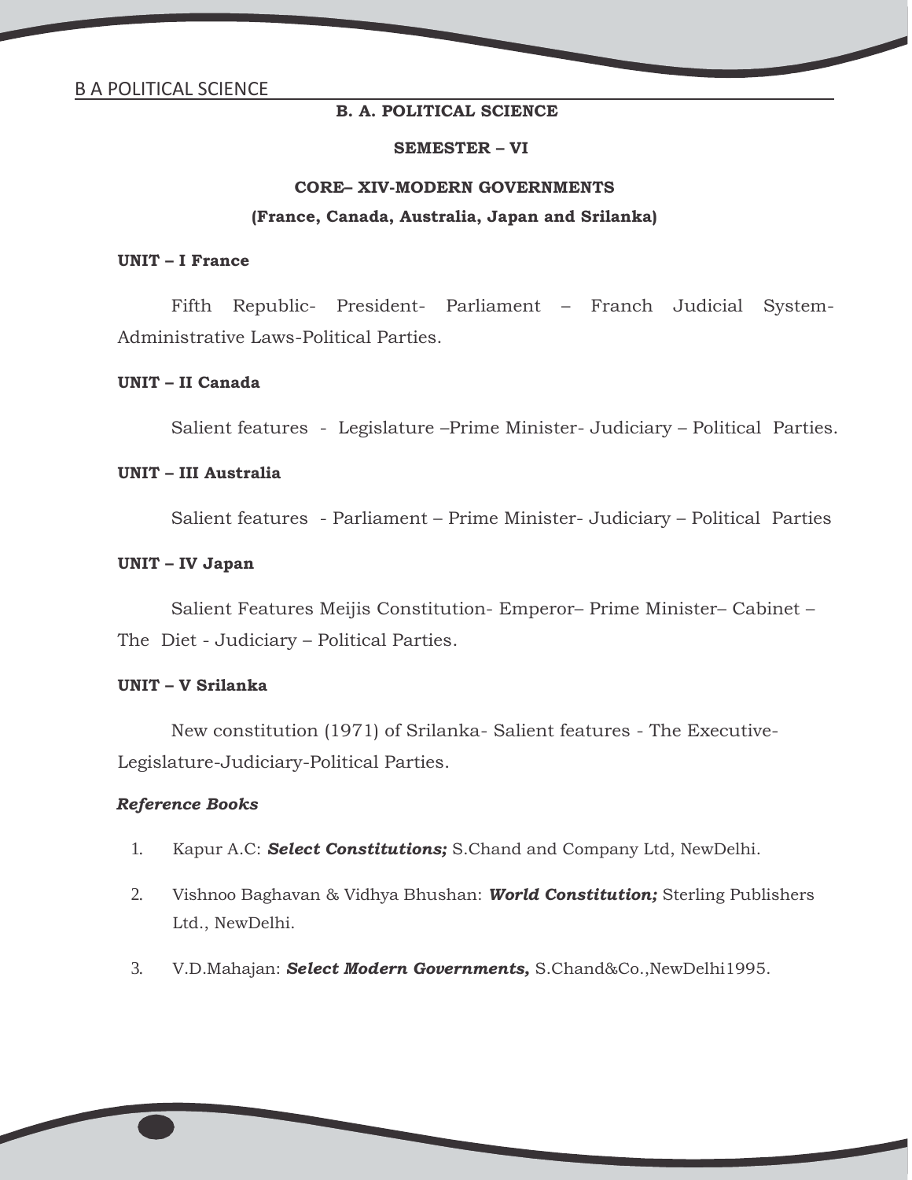**B. A. POLITICAL SCIENCE**

**SEMESTER – VI**

**CORE– XIV-MODERN GOVERNMENTS**

**(France, Canada, Australia, Japan and Srilanka)**

**UNIT – I France**

Fifth Republic- President- Parliament – Franch Judicial System-Administrative Laws-Political Parties.

**UNIT – II Canada**

Salient features - Legislature –Prime Minister- Judiciary – Political Parties.

**UNIT – III Australia**

Salient features - Parliament – Prime Minister- Judiciary – Political Parties

**UNIT – IV Japan**

Salient Features Meijis Constitution- Emperor– Prime Minister– Cabinet – The Diet - Judiciary – Political Parties.

**UNIT – V Srilanka**

New constitution (1971) of Srilanka- Salient features - The Executive-Legislature-Judiciary-Political Parties.

***Reference Books***

1. Kapur A.C: ***Select Constitutions;*** S.Chand and Company Ltd, NewDelhi.
2. Vishnoo Baghavan & Vidhya Bhushan: ***World Constitution;*** Sterling Publishers Ltd., NewDelhi.
3. V.D.Mahajan: ***Select Modern Governments,*** S.Chand&Co.,NewDelhi1995.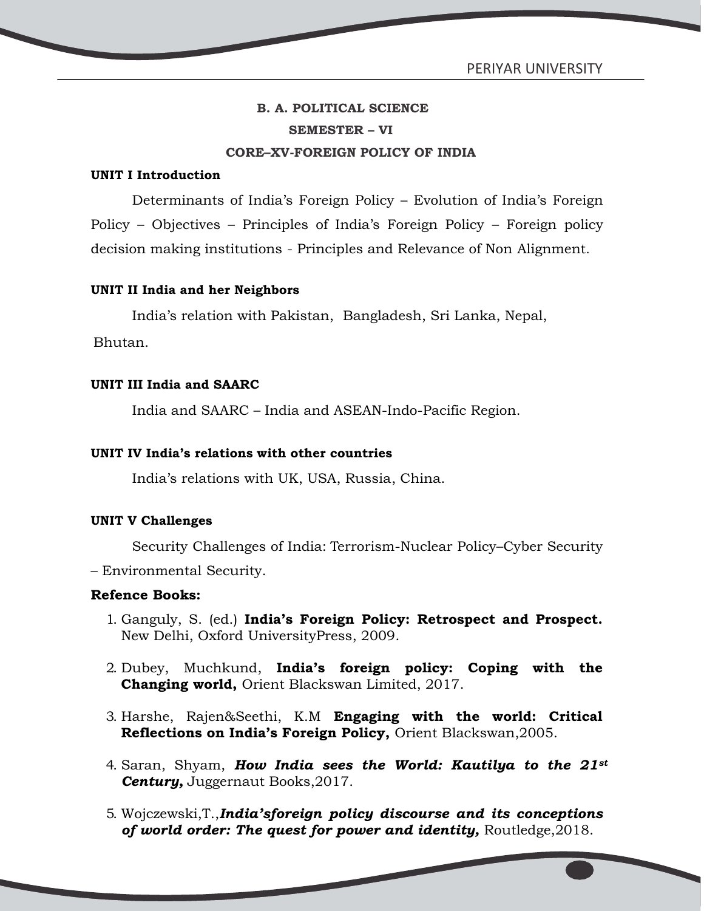## B. A. POLITICAL SCIENCE

## SEMESTER – VI

## CORE–XV-FOREIGN POLICY OF INDIA

**UNIT I Introduction**

Determinants of India's Foreign Policy – Evolution of India's Foreign Policy – Objectives – Principles of India's Foreign Policy – Foreign policy decision making institutions - Principles and Relevance of Non Alignment.

**UNIT II India and her Neighbors**

India's relation with Pakistan, Bangladesh, Sri Lanka, Nepal, Bhutan.

**UNIT III India and SAARC**

India and SAARC – India and ASEAN-Indo-Pacific Region.

**UNIT IV India's relations with other countries**

India's relations with UK, USA, Russia, China.

**UNIT V Challenges**

Security Challenges of India: Terrorism-Nuclear Policy–Cyber Security – Environmental Security.

**Refence Books:**

1. Ganguly, S. (ed.) **India's Foreign Policy: Retrospect and Prospect.** New Delhi, Oxford UniversityPress, 2009.
2. Dubey, Muchkund, **India's foreign policy: Coping with the Changing world,** Orient Blackswan Limited, 2017.
3. Harshe, Rajen&Seethi, K.M **Engaging with the world: Critical Reflections on India's Foreign Policy,** Orient Blackswan,2005.
4. Saran, Shyam, ***How India sees the World: Kautilya to the 21st Century,*** Juggernaut Books,2017.
5. Wojczewski,T.,***India'sforeign policy discourse and its conceptions of world order: The quest for power and identity,*** Routledge,2018.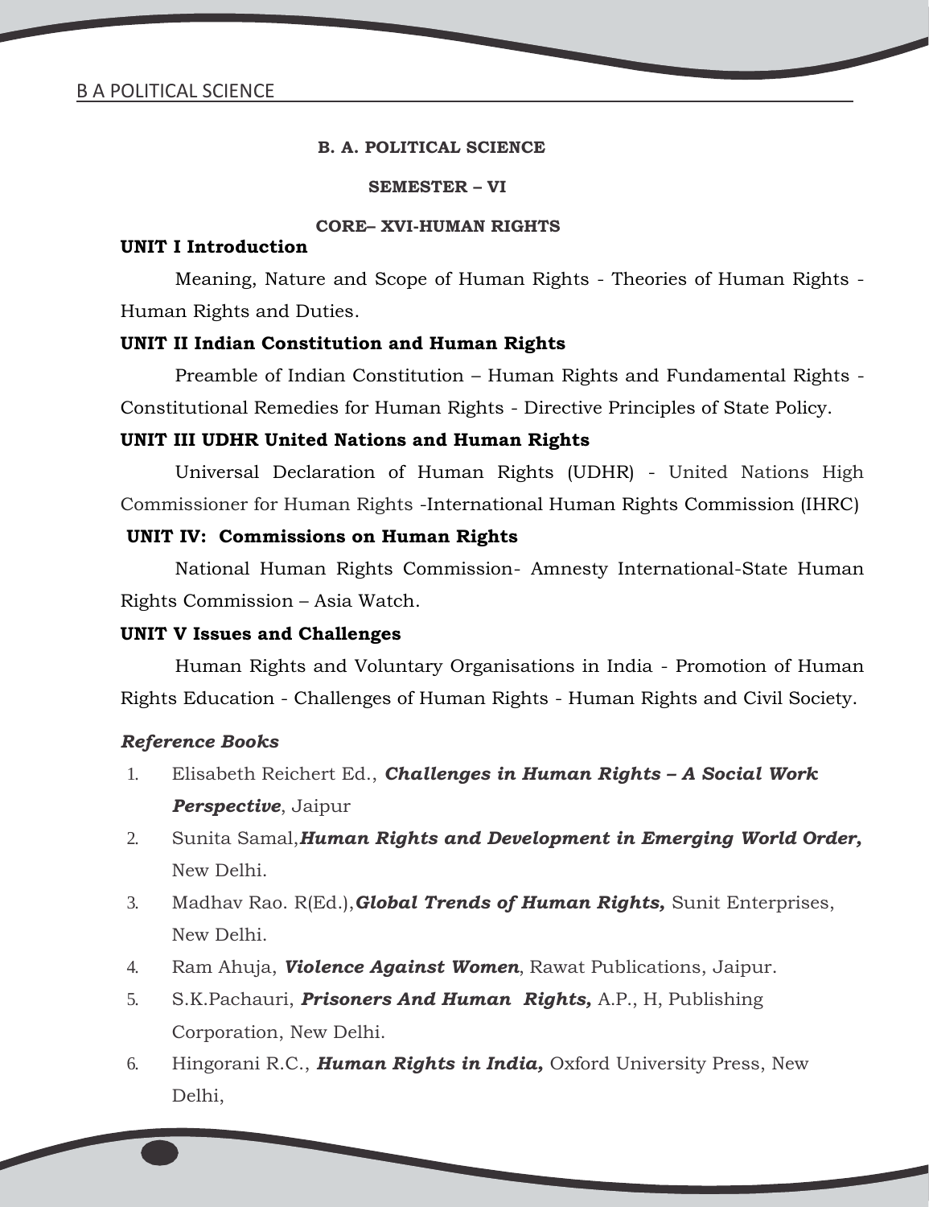**B. A. POLITICAL SCIENCE**

**SEMESTER – VI**

**CORE– XVI-HUMAN RIGHTS**

**UNIT I Introduction**

Meaning, Nature and Scope of Human Rights - Theories of Human Rights - Human Rights and Duties.

**UNIT II Indian Constitution and Human Rights**

Preamble of Indian Constitution – Human Rights and Fundamental Rights - Constitutional Remedies for Human Rights - Directive Principles of State Policy.

**UNIT III UDHR United Nations and Human Rights**

Universal Declaration of Human Rights (UDHR) - United Nations High Commissioner for Human Rights -International Human Rights Commission (IHRC)

**UNIT IV: Commissions on Human Rights**

National Human Rights Commission- Amnesty International-State Human Rights Commission – Asia Watch.

**UNIT V Issues and Challenges**

Human Rights and Voluntary Organisations in India - Promotion of Human Rights Education - Challenges of Human Rights - Human Rights and Civil Society.

***Reference Books***

1. Elisabeth Reichert Ed., ***Challenges in Human Rights – A Social Work Perspective***, Jaipur
2. Sunita Samal,***Human Rights and Development in Emerging World Order,*** New Delhi.
3. Madhav Rao. R(Ed.),***Global Trends of Human Rights,*** Sunit Enterprises, New Delhi.
4. Ram Ahuja, ***Violence Against Women***, Rawat Publications, Jaipur.
5. S.K.Pachauri, ***Prisoners And Human Rights,*** A.P., H, Publishing Corporation, New Delhi.
6. Hingorani R.C., ***Human Rights in India,*** Oxford University Press, New Delhi,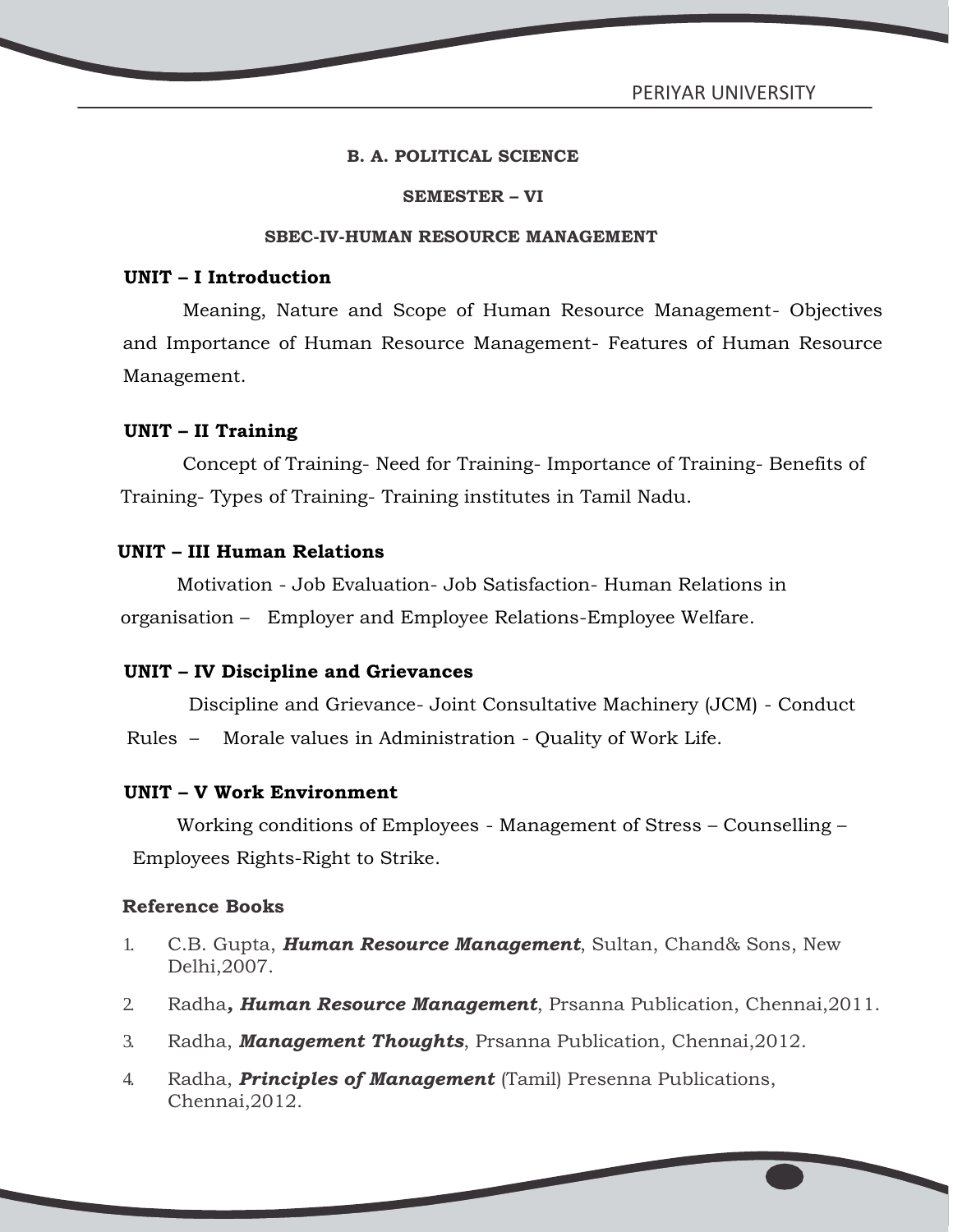**B. A. POLITICAL SCIENCE**

**SEMESTER – VI**

**SBEC-IV-HUMAN RESOURCE MANAGEMENT**

**UNIT – I Introduction**

Meaning, Nature and Scope of Human Resource Management- Objectives and Importance of Human Resource Management- Features of Human Resource Management.

**UNIT – II Training**

Concept of Training- Need for Training- Importance of Training- Benefits of Training- Types of Training- Training institutes in Tamil Nadu.

**UNIT – III Human Relations**

Motivation - Job Evaluation- Job Satisfaction- Human Relations in organisation – Employer and Employee Relations-Employee Welfare.

**UNIT – IV Discipline and Grievances**

Discipline and Grievance- Joint Consultative Machinery (JCM) - Conduct Rules – Morale values in Administration - Quality of Work Life.

**UNIT – V Work Environment**

Working conditions of Employees - Management of Stress – Counselling – Employees Rights-Right to Strike.

**Reference Books**

1. C.B. Gupta, ***Human Resource Management***, Sultan, Chand& Sons, New Delhi,2007.
2. Radha***, Human Resource Management***, Prsanna Publication, Chennai,2011.
3. Radha, ***Management Thoughts***, Prsanna Publication, Chennai,2012.
4. Radha, ***Principles of Management*** (Tamil) Presenna Publications, Chennai,2012.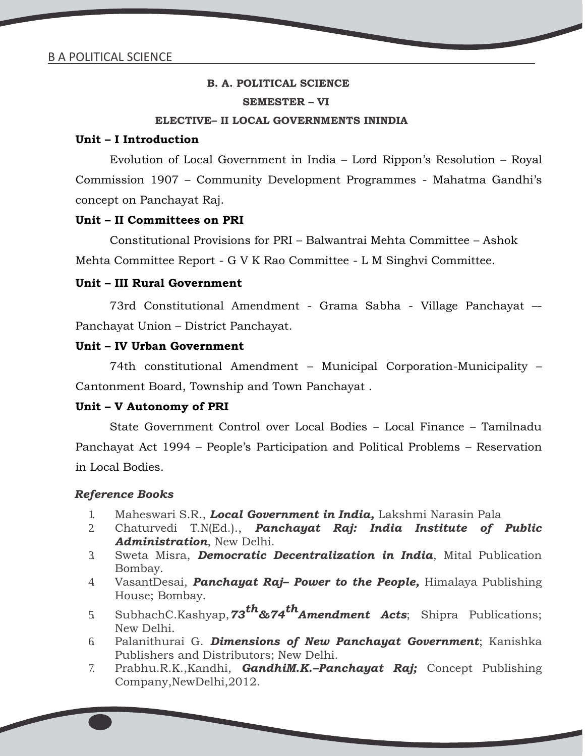**B. A. POLITICAL SCIENCE**

**SEMESTER – VI**

**ELECTIVE– II LOCAL GOVERNMENTS ININDIA**

**Unit – I Introduction**

Evolution of Local Government in India – Lord Rippon's Resolution – Royal Commission 1907 – Community Development Programmes - Mahatma Gandhi's concept on Panchayat Raj.

**Unit – II Committees on PRI**

Constitutional Provisions for PRI – Balwantrai Mehta Committee – Ashok Mehta Committee Report - G V K Rao Committee - L M Singhvi Committee.

**Unit – III Rural Government**

73rd Constitutional Amendment - Grama Sabha - Village Panchayat –- Panchayat Union – District Panchayat.

**Unit – IV Urban Government**

74th constitutional Amendment – Municipal Corporation-Municipality – Cantonment Board, Township and Town Panchayat .

**Unit – V Autonomy of PRI**

State Government Control over Local Bodies – Local Finance – Tamilnadu Panchayat Act 1994 – People's Participation and Political Problems – Reservation in Local Bodies.

***Reference Books***

1. Maheswari S.R., ***Local Government in India,*** Lakshmi Narasin Pala
2. Chaturvedi T.N(Ed.)., ***Panchayat Raj: India Institute of Public Administration***, New Delhi.
3. Sweta Misra, ***Democratic Decentralization in India***, Mital Publication Bombay.
4. VasantDesai, ***Panchayat Raj– Power to the People,*** Himalaya Publishing House; Bombay.
5. SubhachC.Kashyap, ***73th&74th Amendment Acts***; Shipra Publications; New Delhi.
6. Palanithurai G. ***Dimensions of New Panchayat Government***; Kanishka Publishers and Distributors; New Delhi.
7. Prabhu.R.K.,Kandhi, ***GandhiM.K.–Panchayat Raj;*** Concept Publishing Company,NewDelhi,2012.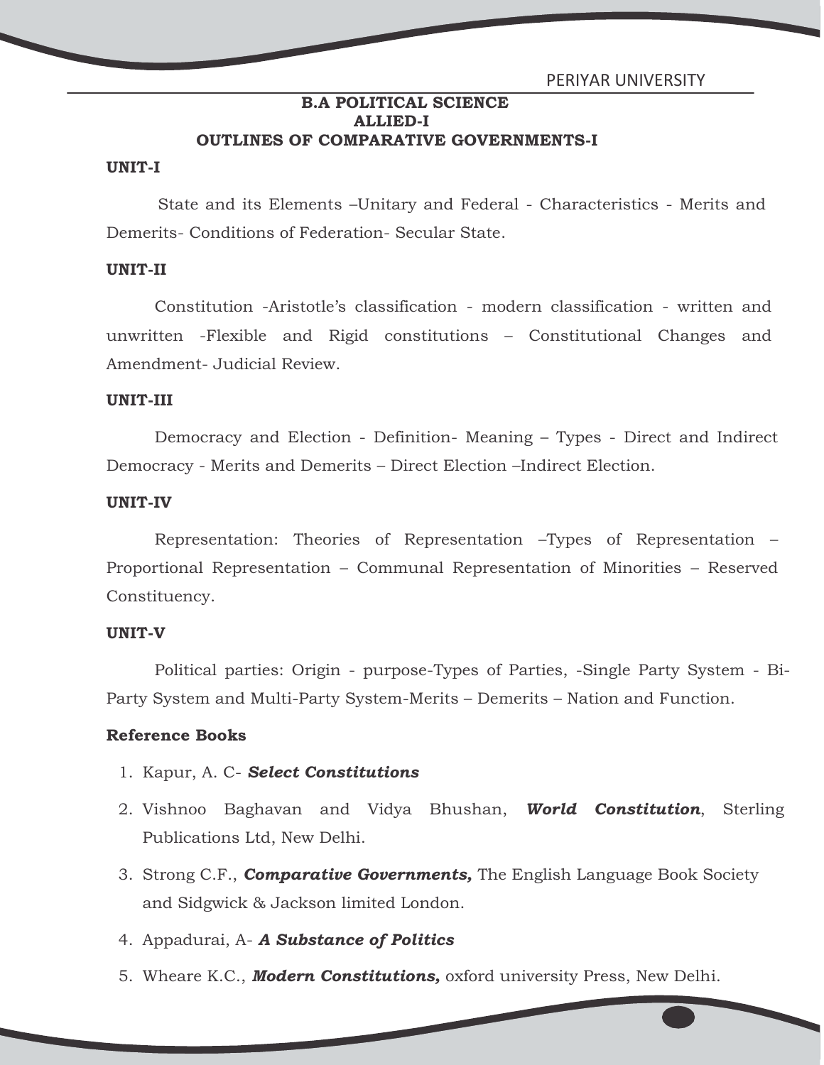**B.A POLITICAL SCIENCE**
**ALLIED-I**
**OUTLINES OF COMPARATIVE GOVERNMENTS-I**

**UNIT-I**

State and its Elements –Unitary and Federal - Characteristics - Merits and Demerits- Conditions of Federation- Secular State.

**UNIT-II**

Constitution -Aristotle's classification - modern classification - written and unwritten -Flexible and Rigid constitutions – Constitutional Changes and Amendment- Judicial Review.

**UNIT-III**

Democracy and Election - Definition- Meaning – Types - Direct and Indirect Democracy - Merits and Demerits – Direct Election –Indirect Election.

**UNIT-IV**

Representation: Theories of Representation –Types of Representation – Proportional Representation – Communal Representation of Minorities – Reserved Constituency.

**UNIT-V**

Political parties: Origin - purpose-Types of Parties, -Single Party System - Bi-Party System and Multi-Party System-Merits – Demerits – Nation and Function.

**Reference Books**

1. Kapur, A. C- ***Select Constitutions***
2. Vishnoo Baghavan and Vidya Bhushan, ***World Constitution***, Sterling Publications Ltd, New Delhi.
3. Strong C.F., ***Comparative Governments,*** The English Language Book Society and Sidgwick & Jackson limited London.
4. Appadurai, A- ***A Substance of Politics***
5. Wheare K.C., ***Modern Constitutions,*** oxford university Press, New Delhi.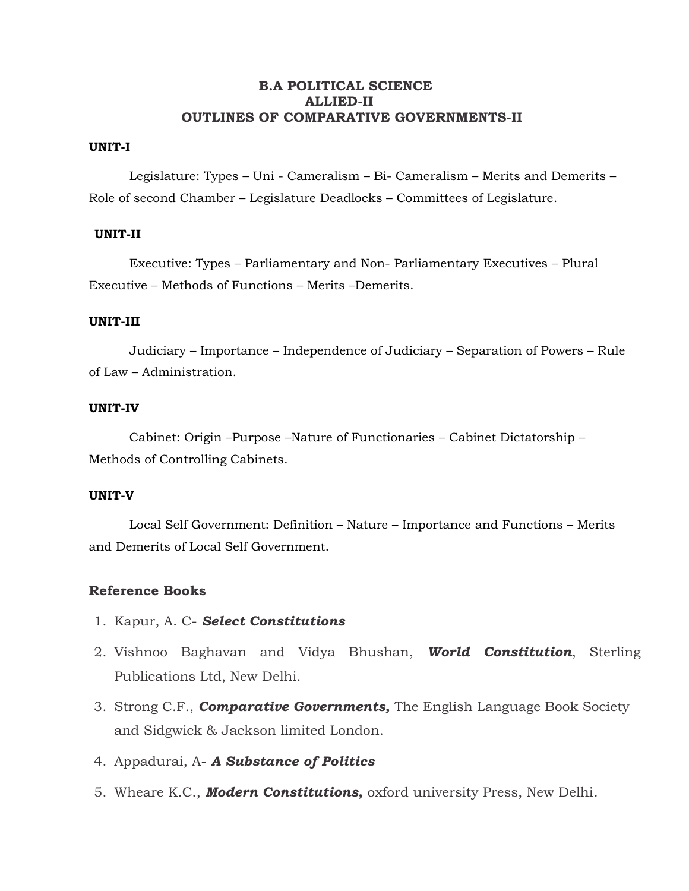# B.A POLITICAL SCIENCE
# ALLIED-II
# OUTLINES OF COMPARATIVE GOVERNMENTS-II

**UNIT-I**

Legislature: Types – Uni - Cameralism – Bi- Cameralism – Merits and Demerits – Role of second Chamber – Legislature Deadlocks – Committees of Legislature.

**UNIT-II**

Executive: Types – Parliamentary and Non- Parliamentary Executives – Plural Executive – Methods of Functions – Merits –Demerits.

**UNIT-III**

Judiciary – Importance – Independence of Judiciary – Separation of Powers – Rule of Law – Administration.

**UNIT-IV**

Cabinet: Origin –Purpose –Nature of Functionaries – Cabinet Dictatorship – Methods of Controlling Cabinets.

**UNIT-V**

Local Self Government: Definition – Nature – Importance and Functions – Merits and Demerits of Local Self Government.

## Reference Books

1. Kapur, A. C- ***Select Constitutions***
2. Vishnoo Baghavan and Vidya Bhushan, ***World Constitution***, Sterling Publications Ltd, New Delhi.
3. Strong C.F., ***Comparative Governments,*** The English Language Book Society and Sidgwick & Jackson limited London.
4. Appadurai, A- ***A Substance of Politics***
5. Wheare K.C., ***Modern Constitutions,*** oxford university Press, New Delhi.